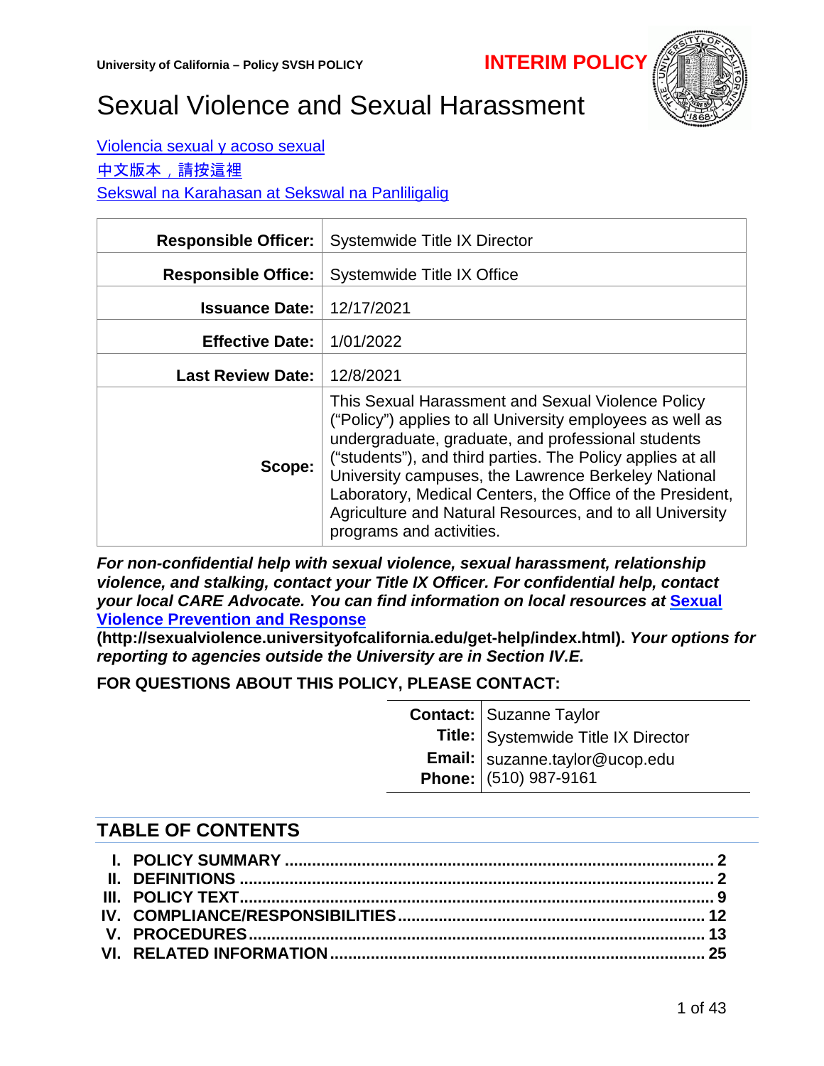University of California – Policy SVSH POLICY

**INTERIM POLICY**

# Sexual Violence and Sexual Harassment

[Violencia sexual y acoso sexual](#)
[中文版本，請按這裡](#)
[Sekswal na Karahasan at Sekswal na Panliligalig](#)

| | |
|---|---|
| **Responsible Officer:** | Systemwide Title IX Director |
| **Responsible Office:** | Systemwide Title IX Office |
| **Issuance Date:** | 12/17/2021 |
| **Effective Date:** | 1/01/2022 |
| **Last Review Date:** | 12/8/2021 |
| **Scope:** | This Sexual Harassment and Sexual Violence Policy ("Policy") applies to all University employees as well as undergraduate, graduate, and professional students ("students"), and third parties. The Policy applies at all University campuses, the Lawrence Berkeley National Laboratory, Medical Centers, the Office of the President, Agriculture and Natural Resources, and to all University programs and activities. |

***For non-confidential help with sexual violence, sexual harassment, relationship violence, and stalking, contact your Title IX Officer. For confidential help, contact your local CARE Advocate. You can find information on local resources at [Sexual Violence Prevention and Response](http://sexualviolence.universityofcalifornia.edu/get-help/index.html)* (http://sexualviolence.universityofcalifornia.edu/get-help/index.html). *Your options for reporting to agencies outside the University are in Section IV.E.***

**FOR QUESTIONS ABOUT THIS POLICY, PLEASE CONTACT:**

| | |
|---|---|
| **Contact:** | Suzanne Taylor |
| **Title:** | Systemwide Title IX Director |
| **Email:** | suzanne.taylor@ucop.edu |
| **Phone:** | (510) 987-9161 |

## TABLE OF CONTENTS

- **I. POLICY SUMMARY ..... 2**
- **II. DEFINITIONS ..... 2**
- **III. POLICY TEXT ..... 9**
- **IV. COMPLIANCE/RESPONSIBILITIES ..... 12**
- **V. PROCEDURES ..... 13**
- **VI. RELATED INFORMATION ..... 25**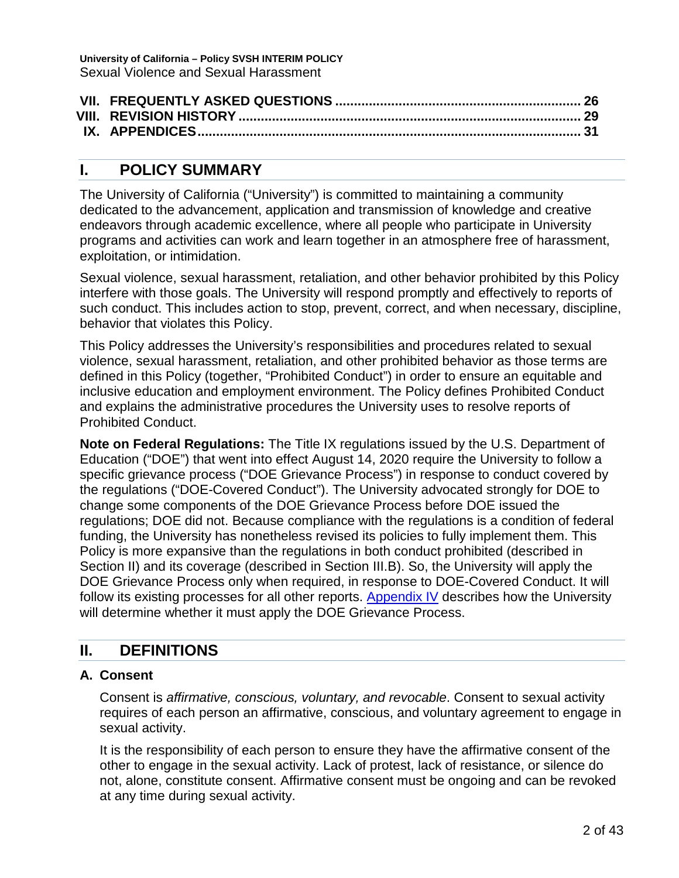| | |
|---|---|
| VII. FREQUENTLY ASKED QUESTIONS | 26 |
| VIII. REVISION HISTORY | 29 |
| IX. APPENDICES | 31 |

## I. POLICY SUMMARY

The University of California ("University") is committed to maintaining a community dedicated to the advancement, application and transmission of knowledge and creative endeavors through academic excellence, where all people who participate in University programs and activities can work and learn together in an atmosphere free of harassment, exploitation, or intimidation.

Sexual violence, sexual harassment, retaliation, and other behavior prohibited by this Policy interfere with those goals. The University will respond promptly and effectively to reports of such conduct. This includes action to stop, prevent, correct, and when necessary, discipline, behavior that violates this Policy.

This Policy addresses the University's responsibilities and procedures related to sexual violence, sexual harassment, retaliation, and other prohibited behavior as those terms are defined in this Policy (together, "Prohibited Conduct") in order to ensure an equitable and inclusive education and employment environment. The Policy defines Prohibited Conduct and explains the administrative procedures the University uses to resolve reports of Prohibited Conduct.

**Note on Federal Regulations:** The Title IX regulations issued by the U.S. Department of Education ("DOE") that went into effect August 14, 2020 require the University to follow a specific grievance process ("DOE Grievance Process") in response to conduct covered by the regulations ("DOE-Covered Conduct"). The University advocated strongly for DOE to change some components of the DOE Grievance Process before DOE issued the regulations; DOE did not. Because compliance with the regulations is a condition of federal funding, the University has nonetheless revised its policies to fully implement them. This Policy is more expansive than the regulations in both conduct prohibited (described in Section II) and its coverage (described in Section III.B). So, the University will apply the DOE Grievance Process only when required, in response to DOE-Covered Conduct. It will follow its existing processes for all other reports. Appendix IV describes how the University will determine whether it must apply the DOE Grievance Process.

## II. DEFINITIONS

### A. Consent

Consent is *affirmative, conscious, voluntary, and revocable*. Consent to sexual activity requires of each person an affirmative, conscious, and voluntary agreement to engage in sexual activity.

It is the responsibility of each person to ensure they have the affirmative consent of the other to engage in the sexual activity. Lack of protest, lack of resistance, or silence do not, alone, constitute consent. Affirmative consent must be ongoing and can be revoked at any time during sexual activity.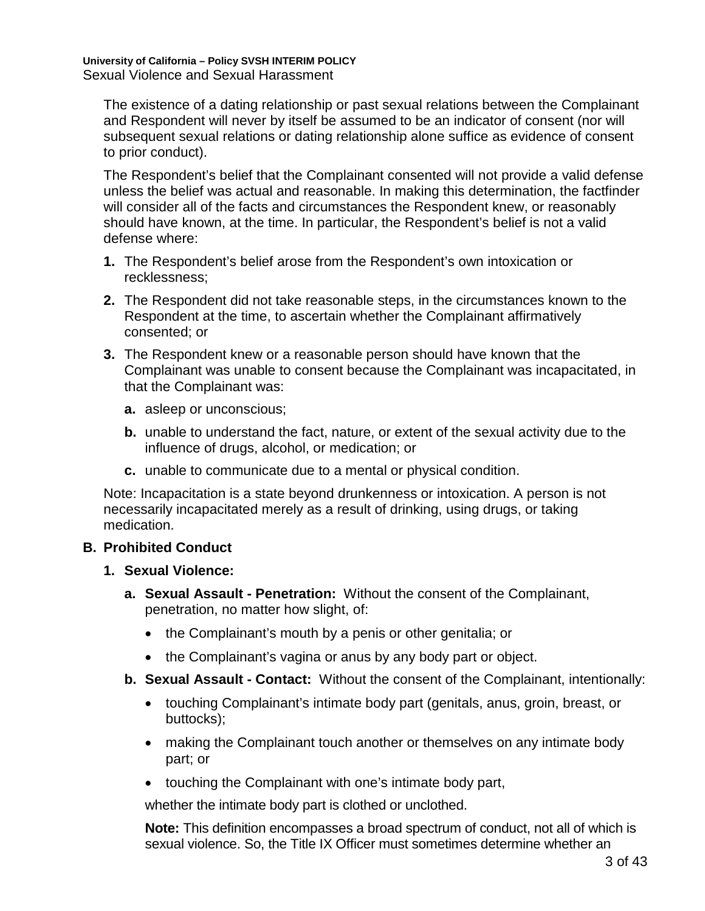The existence of a dating relationship or past sexual relations between the Complainant and Respondent will never by itself be assumed to be an indicator of consent (nor will subsequent sexual relations or dating relationship alone suffice as evidence of consent to prior conduct).

The Respondent's belief that the Complainant consented will not provide a valid defense unless the belief was actual and reasonable. In making this determination, the factfinder will consider all of the facts and circumstances the Respondent knew, or reasonably should have known, at the time. In particular, the Respondent's belief is not a valid defense where:

1. The Respondent's belief arose from the Respondent's own intoxication or recklessness;
2. The Respondent did not take reasonable steps, in the circumstances known to the Respondent at the time, to ascertain whether the Complainant affirmatively consented; or
3. The Respondent knew or a reasonable person should have known that the Complainant was unable to consent because the Complainant was incapacitated, in that the Complainant was:
   a. asleep or unconscious;
   b. unable to understand the fact, nature, or extent of the sexual activity due to the influence of drugs, alcohol, or medication; or
   c. unable to communicate due to a mental or physical condition.

Note: Incapacitation is a state beyond drunkenness or intoxication. A person is not necessarily incapacitated merely as a result of drinking, using drugs, or taking medication.

**B. Prohibited Conduct**

**1. Sexual Violence:**

**a. Sexual Assault - Penetration:** Without the consent of the Complainant, penetration, no matter how slight, of:

- the Complainant's mouth by a penis or other genitalia; or
- the Complainant's vagina or anus by any body part or object.

**b. Sexual Assault - Contact:** Without the consent of the Complainant, intentionally:

- touching Complainant's intimate body part (genitals, anus, groin, breast, or buttocks);
- making the Complainant touch another or themselves on any intimate body part; or
- touching the Complainant with one's intimate body part,

whether the intimate body part is clothed or unclothed.

**Note:** This definition encompasses a broad spectrum of conduct, not all of which is sexual violence. So, the Title IX Officer must sometimes determine whether an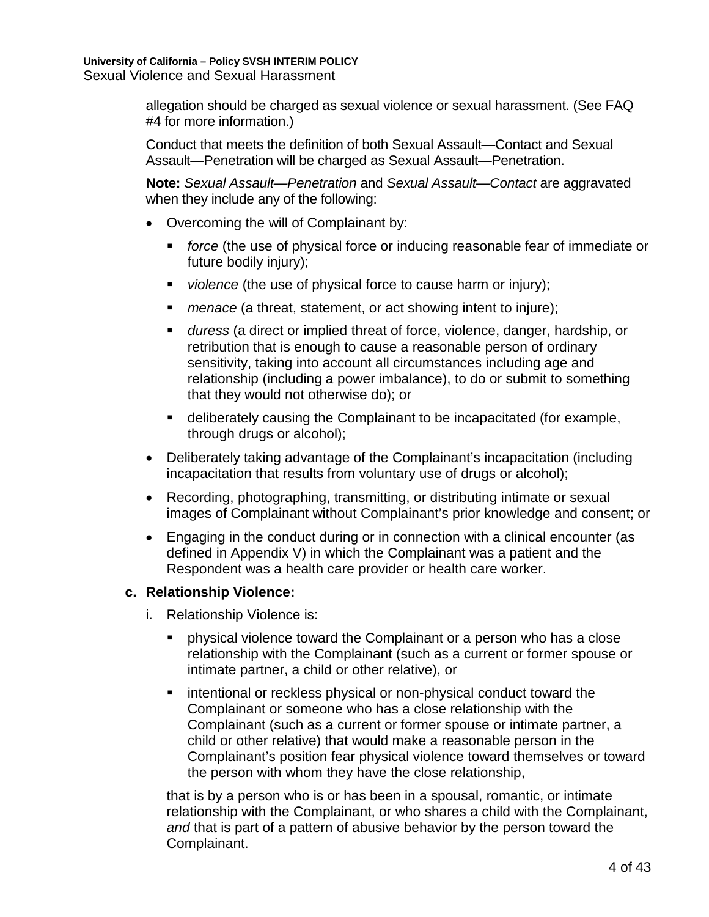allegation should be charged as sexual violence or sexual harassment. (See FAQ #4 for more information.)

Conduct that meets the definition of both Sexual Assault—Contact and Sexual Assault—Penetration will be charged as Sexual Assault—Penetration.

**Note:** *Sexual Assault—Penetration* and *Sexual Assault—Contact* are aggravated when they include any of the following:

- Overcoming the will of Complainant by:
  - *force* (the use of physical force or inducing reasonable fear of immediate or future bodily injury);
  - *violence* (the use of physical force to cause harm or injury);
  - *menace* (a threat, statement, or act showing intent to injure);
  - *duress* (a direct or implied threat of force, violence, danger, hardship, or retribution that is enough to cause a reasonable person of ordinary sensitivity, taking into account all circumstances including age and relationship (including a power imbalance), to do or submit to something that they would not otherwise do); or
  - deliberately causing the Complainant to be incapacitated (for example, through drugs or alcohol);
- Deliberately taking advantage of the Complainant's incapacitation (including incapacitation that results from voluntary use of drugs or alcohol);
- Recording, photographing, transmitting, or distributing intimate or sexual images of Complainant without Complainant's prior knowledge and consent; or
- Engaging in the conduct during or in connection with a clinical encounter (as defined in Appendix V) in which the Complainant was a patient and the Respondent was a health care provider or health care worker.

**c. Relationship Violence:**

i. Relationship Violence is:

- physical violence toward the Complainant or a person who has a close relationship with the Complainant (such as a current or former spouse or intimate partner, a child or other relative), or
- intentional or reckless physical or non-physical conduct toward the Complainant or someone who has a close relationship with the Complainant (such as a current or former spouse or intimate partner, a child or other relative) that would make a reasonable person in the Complainant's position fear physical violence toward themselves or toward the person with whom they have the close relationship,

that is by a person who is or has been in a spousal, romantic, or intimate relationship with the Complainant, or who shares a child with the Complainant, *and* that is part of a pattern of abusive behavior by the person toward the Complainant.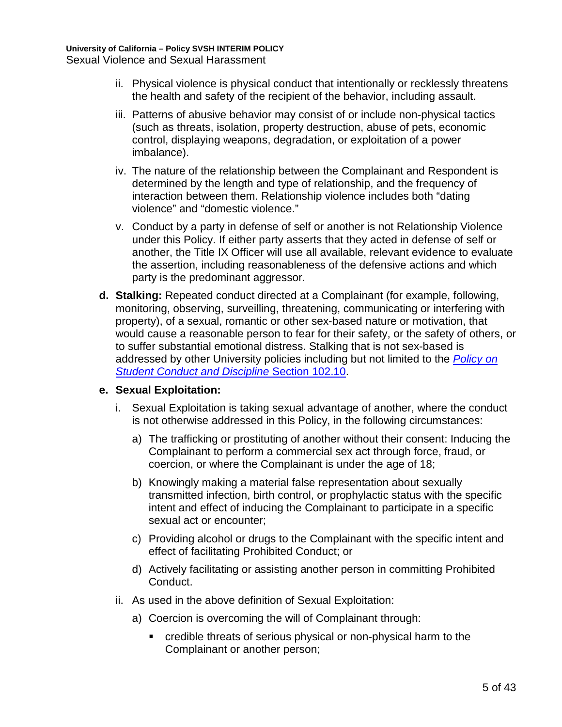ii. Physical violence is physical conduct that intentionally or recklessly threatens the health and safety of the recipient of the behavior, including assault.

   iii. Patterns of abusive behavior may consist of or include non-physical tactics (such as threats, isolation, property destruction, abuse of pets, economic control, displaying weapons, degradation, or exploitation of a power imbalance).

   iv. The nature of the relationship between the Complainant and Respondent is determined by the length and type of relationship, and the frequency of interaction between them. Relationship violence includes both "dating violence" and "domestic violence."

   v. Conduct by a party in defense of self or another is not Relationship Violence under this Policy. If either party asserts that they acted in defense of self or another, the Title IX Officer will use all available, relevant evidence to evaluate the assertion, including reasonableness of the defensive actions and which party is the predominant aggressor.

**d. Stalking:** Repeated conduct directed at a Complainant (for example, following, monitoring, observing, surveilling, threatening, communicating or interfering with property), of a sexual, romantic or other sex-based nature or motivation, that would cause a reasonable person to fear for their safety, or the safety of others, or to suffer substantial emotional distress. Stalking that is not sex-based is addressed by other University policies including but not limited to the *Policy on Student Conduct and Discipline* Section 102.10.

**e. Sexual Exploitation:**

   i. Sexual Exploitation is taking sexual advantage of another, where the conduct is not otherwise addressed in this Policy, in the following circumstances:

      a) The trafficking or prostituting of another without their consent: Inducing the Complainant to perform a commercial sex act through force, fraud, or coercion, or where the Complainant is under the age of 18;

      b) Knowingly making a material false representation about sexually transmitted infection, birth control, or prophylactic status with the specific intent and effect of inducing the Complainant to participate in a specific sexual act or encounter;

      c) Providing alcohol or drugs to the Complainant with the specific intent and effect of facilitating Prohibited Conduct; or

      d) Actively facilitating or assisting another person in committing Prohibited Conduct.

   ii. As used in the above definition of Sexual Exploitation:

      a) Coercion is overcoming the will of Complainant through:

         - credible threats of serious physical or non-physical harm to the Complainant or another person;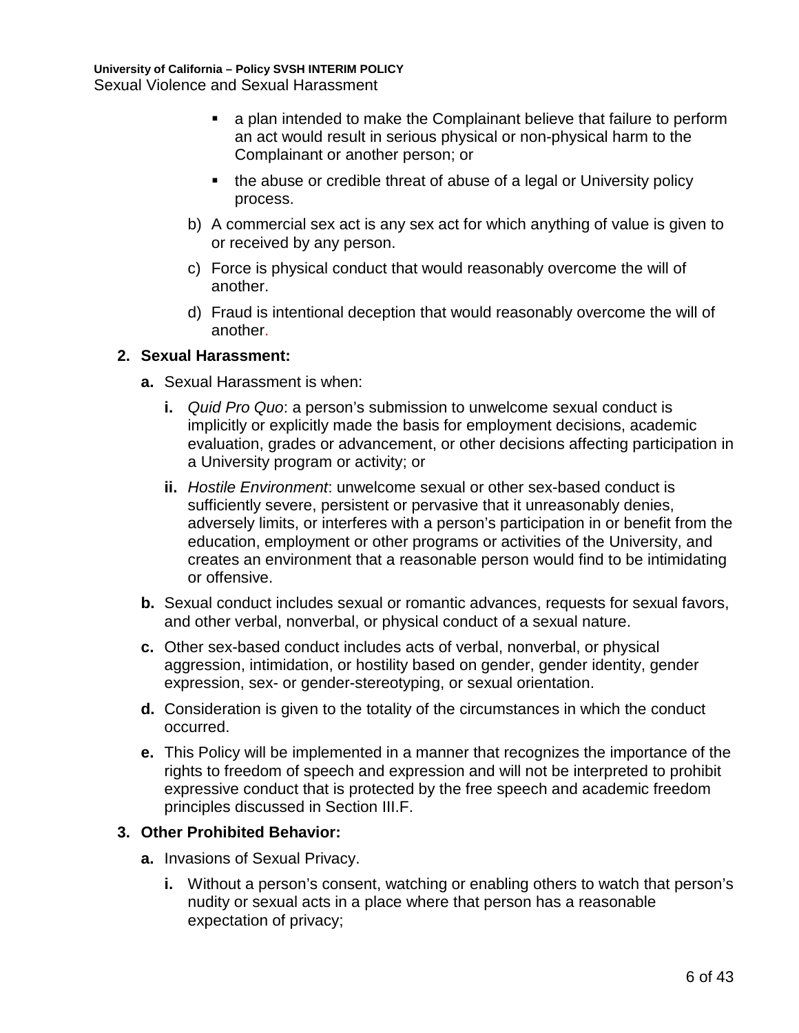- a plan intended to make the Complainant believe that failure to perform an act would result in serious physical or non-physical harm to the Complainant or another person; or
- the abuse or credible threat of abuse of a legal or University policy process.

b) A commercial sex act is any sex act for which anything of value is given to or received by any person.

c) Force is physical conduct that would reasonably overcome the will of another.

d) Fraud is intentional deception that would reasonably overcome the will of another.

**2. Sexual Harassment:**

**a.** Sexual Harassment is when:

**i.** *Quid Pro Quo*: a person's submission to unwelcome sexual conduct is implicitly or explicitly made the basis for employment decisions, academic evaluation, grades or advancement, or other decisions affecting participation in a University program or activity; or

**ii.** *Hostile Environment*: unwelcome sexual or other sex-based conduct is sufficiently severe, persistent or pervasive that it unreasonably denies, adversely limits, or interferes with a person's participation in or benefit from the education, employment or other programs or activities of the University, and creates an environment that a reasonable person would find to be intimidating or offensive.

**b.** Sexual conduct includes sexual or romantic advances, requests for sexual favors, and other verbal, nonverbal, or physical conduct of a sexual nature.

**c.** Other sex-based conduct includes acts of verbal, nonverbal, or physical aggression, intimidation, or hostility based on gender, gender identity, gender expression, sex- or gender-stereotyping, or sexual orientation.

**d.** Consideration is given to the totality of the circumstances in which the conduct occurred.

**e.** This Policy will be implemented in a manner that recognizes the importance of the rights to freedom of speech and expression and will not be interpreted to prohibit expressive conduct that is protected by the free speech and academic freedom principles discussed in Section III.F.

**3. Other Prohibited Behavior:**

**a.** Invasions of Sexual Privacy.

**i.** Without a person's consent, watching or enabling others to watch that person's nudity or sexual acts in a place where that person has a reasonable expectation of privacy;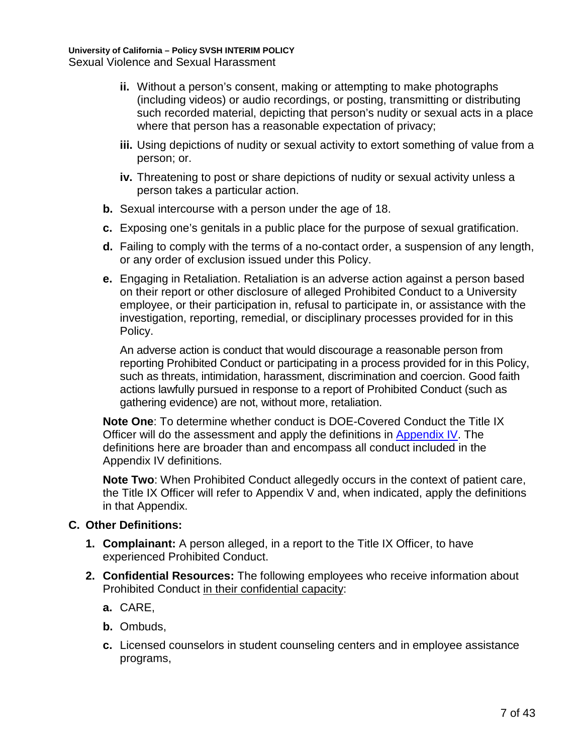ii. Without a person's consent, making or attempting to make photographs (including videos) or audio recordings, or posting, transmitting or distributing such recorded material, depicting that person's nudity or sexual acts in a place where that person has a reasonable expectation of privacy;

iii. Using depictions of nudity or sexual activity to extort something of value from a person; or.

iv. Threatening to post or share depictions of nudity or sexual activity unless a person takes a particular action.

**b.** Sexual intercourse with a person under the age of 18.

**c.** Exposing one's genitals in a public place for the purpose of sexual gratification.

**d.** Failing to comply with the terms of a no-contact order, a suspension of any length, or any order of exclusion issued under this Policy.

**e.** Engaging in Retaliation. Retaliation is an adverse action against a person based on their report or other disclosure of alleged Prohibited Conduct to a University employee, or their participation in, refusal to participate in, or assistance with the investigation, reporting, remedial, or disciplinary processes provided for in this Policy.

An adverse action is conduct that would discourage a reasonable person from reporting Prohibited Conduct or participating in a process provided for in this Policy, such as threats, intimidation, harassment, discrimination and coercion. Good faith actions lawfully pursued in response to a report of Prohibited Conduct (such as gathering evidence) are not, without more, retaliation.

**Note One**: To determine whether conduct is DOE-Covered Conduct the Title IX Officer will do the assessment and apply the definitions in Appendix IV. The definitions here are broader than and encompass all conduct included in the Appendix IV definitions.

**Note Two**: When Prohibited Conduct allegedly occurs in the context of patient care, the Title IX Officer will refer to Appendix V and, when indicated, apply the definitions in that Appendix.

## C. Other Definitions:

1. **Complainant:** A person alleged, in a report to the Title IX Officer, to have experienced Prohibited Conduct.

2. **Confidential Resources:** The following employees who receive information about Prohibited Conduct in their confidential capacity:

   **a.** CARE,

   **b.** Ombuds,

   **c.** Licensed counselors in student counseling centers and in employee assistance programs,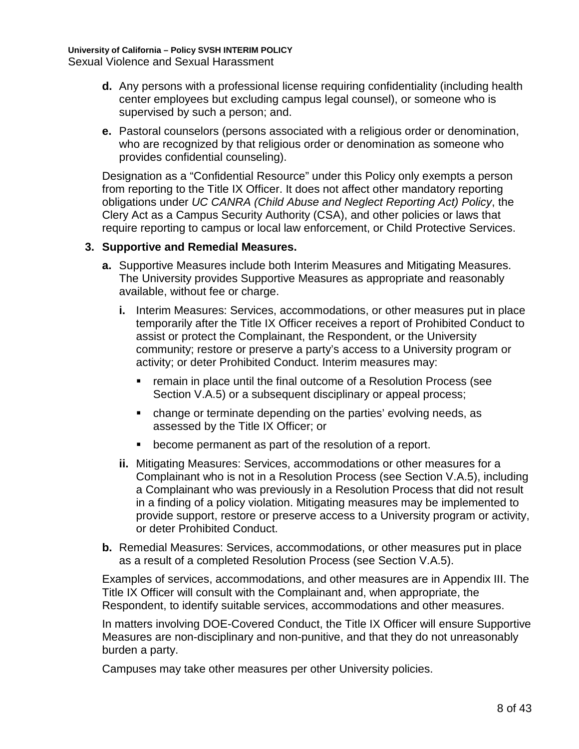d. Any persons with a professional license requiring confidentiality (including health center employees but excluding campus legal counsel), or someone who is supervised by such a person; and.

e. Pastoral counselors (persons associated with a religious order or denomination, who are recognized by that religious order or denomination as someone who provides confidential counseling).

Designation as a "Confidential Resource" under this Policy only exempts a person from reporting to the Title IX Officer. It does not affect other mandatory reporting obligations under *UC CANRA (Child Abuse and Neglect Reporting Act) Policy*, the Clery Act as a Campus Security Authority (CSA), and other policies or laws that require reporting to campus or local law enforcement, or Child Protective Services.

**3. Supportive and Remedial Measures.**

**a.** Supportive Measures include both Interim Measures and Mitigating Measures. The University provides Supportive Measures as appropriate and reasonably available, without fee or charge.

**i.** Interim Measures: Services, accommodations, or other measures put in place temporarily after the Title IX Officer receives a report of Prohibited Conduct to assist or protect the Complainant, the Respondent, or the University community; restore or preserve a party's access to a University program or activity; or deter Prohibited Conduct. Interim measures may:

- remain in place until the final outcome of a Resolution Process (see Section V.A.5) or a subsequent disciplinary or appeal process;
- change or terminate depending on the parties' evolving needs, as assessed by the Title IX Officer; or
- become permanent as part of the resolution of a report.

**ii.** Mitigating Measures: Services, accommodations or other measures for a Complainant who is not in a Resolution Process (see Section V.A.5), including a Complainant who was previously in a Resolution Process that did not result in a finding of a policy violation. Mitigating measures may be implemented to provide support, restore or preserve access to a University program or activity, or deter Prohibited Conduct.

**b.** Remedial Measures: Services, accommodations, or other measures put in place as a result of a completed Resolution Process (see Section V.A.5).

Examples of services, accommodations, and other measures are in Appendix III. The Title IX Officer will consult with the Complainant and, when appropriate, the Respondent, to identify suitable services, accommodations and other measures.

In matters involving DOE-Covered Conduct, the Title IX Officer will ensure Supportive Measures are non-disciplinary and non-punitive, and that they do not unreasonably burden a party.

Campuses may take other measures per other University policies.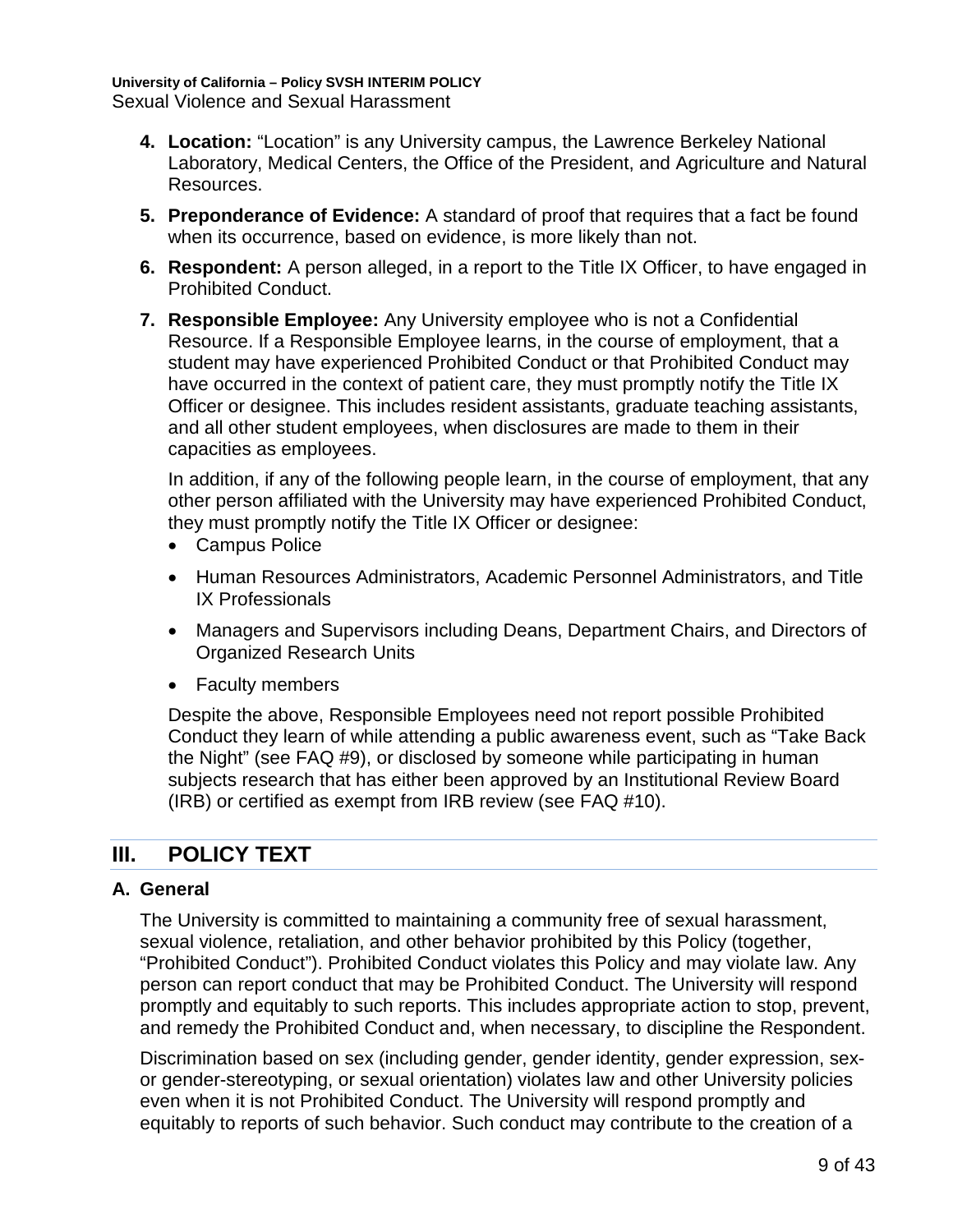4. **Location:** "Location" is any University campus, the Lawrence Berkeley National Laboratory, Medical Centers, the Office of the President, and Agriculture and Natural Resources.

5. **Preponderance of Evidence:** A standard of proof that requires that a fact be found when its occurrence, based on evidence, is more likely than not.

6. **Respondent:** A person alleged, in a report to the Title IX Officer, to have engaged in Prohibited Conduct.

7. **Responsible Employee:** Any University employee who is not a Confidential Resource. If a Responsible Employee learns, in the course of employment, that a student may have experienced Prohibited Conduct or that Prohibited Conduct may have occurred in the context of patient care, they must promptly notify the Title IX Officer or designee. This includes resident assistants, graduate teaching assistants, and all other student employees, when disclosures are made to them in their capacities as employees.

   In addition, if any of the following people learn, in the course of employment, that any other person affiliated with the University may have experienced Prohibited Conduct, they must promptly notify the Title IX Officer or designee:

   - Campus Police
   - Human Resources Administrators, Academic Personnel Administrators, and Title IX Professionals
   - Managers and Supervisors including Deans, Department Chairs, and Directors of Organized Research Units
   - Faculty members

   Despite the above, Responsible Employees need not report possible Prohibited Conduct they learn of while attending a public awareness event, such as "Take Back the Night" (see FAQ #9), or disclosed by someone while participating in human subjects research that has either been approved by an Institutional Review Board (IRB) or certified as exempt from IRB review (see FAQ #10).

## III. POLICY TEXT

### A. General

The University is committed to maintaining a community free of sexual harassment, sexual violence, retaliation, and other behavior prohibited by this Policy (together, "Prohibited Conduct"). Prohibited Conduct violates this Policy and may violate law. Any person can report conduct that may be Prohibited Conduct. The University will respond promptly and equitably to such reports. This includes appropriate action to stop, prevent, and remedy the Prohibited Conduct and, when necessary, to discipline the Respondent.

Discrimination based on sex (including gender, gender identity, gender expression, sex- or gender-stereotyping, or sexual orientation) violates law and other University policies even when it is not Prohibited Conduct. The University will respond promptly and equitably to reports of such behavior. Such conduct may contribute to the creation of a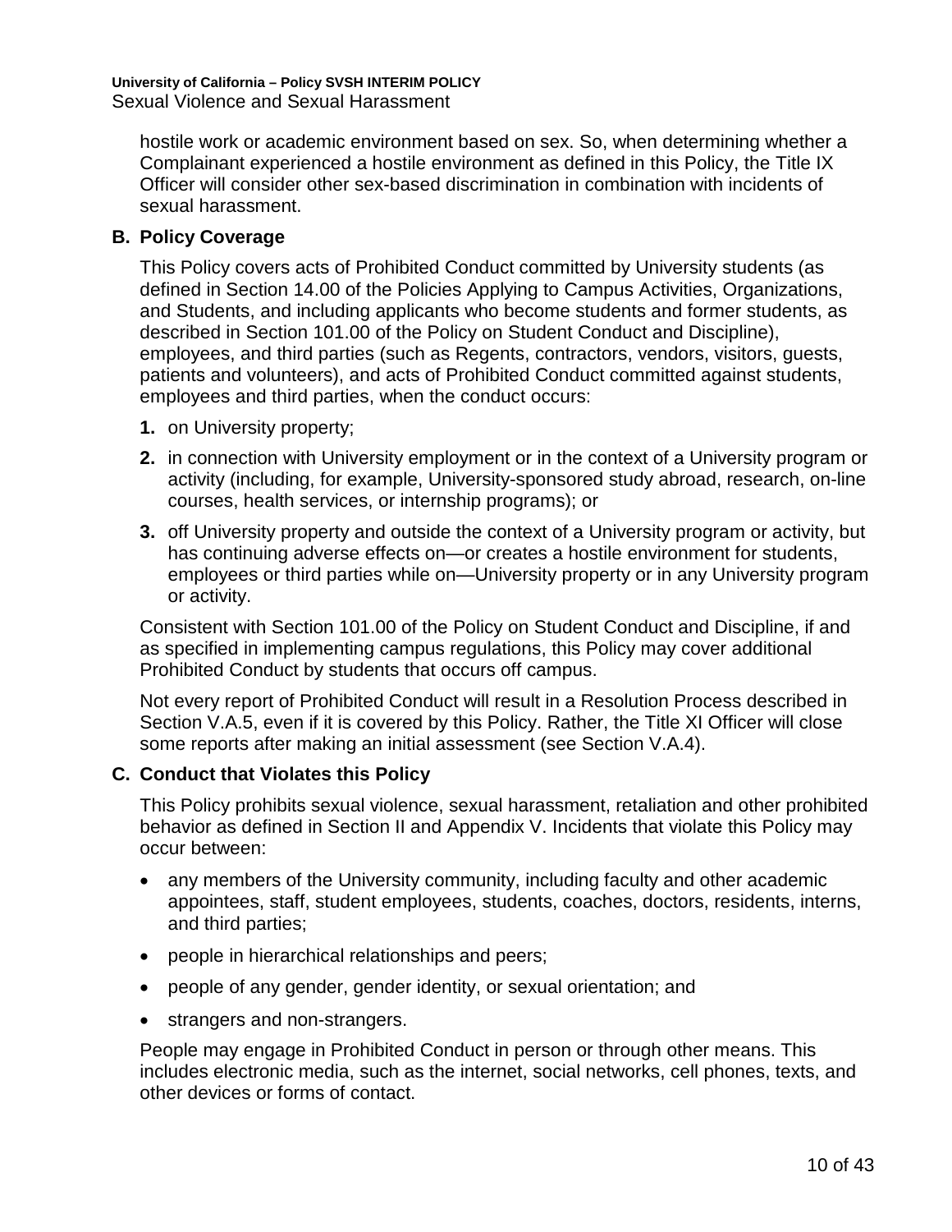hostile work or academic environment based on sex. So, when determining whether a Complainant experienced a hostile environment as defined in this Policy, the Title IX Officer will consider other sex-based discrimination in combination with incidents of sexual harassment.

### B. Policy Coverage

This Policy covers acts of Prohibited Conduct committed by University students (as defined in Section 14.00 of the Policies Applying to Campus Activities, Organizations, and Students, and including applicants who become students and former students, as described in Section 101.00 of the Policy on Student Conduct and Discipline), employees, and third parties (such as Regents, contractors, vendors, visitors, guests, patients and volunteers), and acts of Prohibited Conduct committed against students, employees and third parties, when the conduct occurs:

1. on University property;
2. in connection with University employment or in the context of a University program or activity (including, for example, University-sponsored study abroad, research, on-line courses, health services, or internship programs); or
3. off University property and outside the context of a University program or activity, but has continuing adverse effects on—or creates a hostile environment for students, employees or third parties while on—University property or in any University program or activity.

Consistent with Section 101.00 of the Policy on Student Conduct and Discipline, if and as specified in implementing campus regulations, this Policy may cover additional Prohibited Conduct by students that occurs off campus.

Not every report of Prohibited Conduct will result in a Resolution Process described in Section V.A.5, even if it is covered by this Policy. Rather, the Title XI Officer will close some reports after making an initial assessment (see Section V.A.4).

### C. Conduct that Violates this Policy

This Policy prohibits sexual violence, sexual harassment, retaliation and other prohibited behavior as defined in Section II and Appendix V. Incidents that violate this Policy may occur between:

- any members of the University community, including faculty and other academic appointees, staff, student employees, students, coaches, doctors, residents, interns, and third parties;
- people in hierarchical relationships and peers;
- people of any gender, gender identity, or sexual orientation; and
- strangers and non-strangers.

People may engage in Prohibited Conduct in person or through other means. This includes electronic media, such as the internet, social networks, cell phones, texts, and other devices or forms of contact.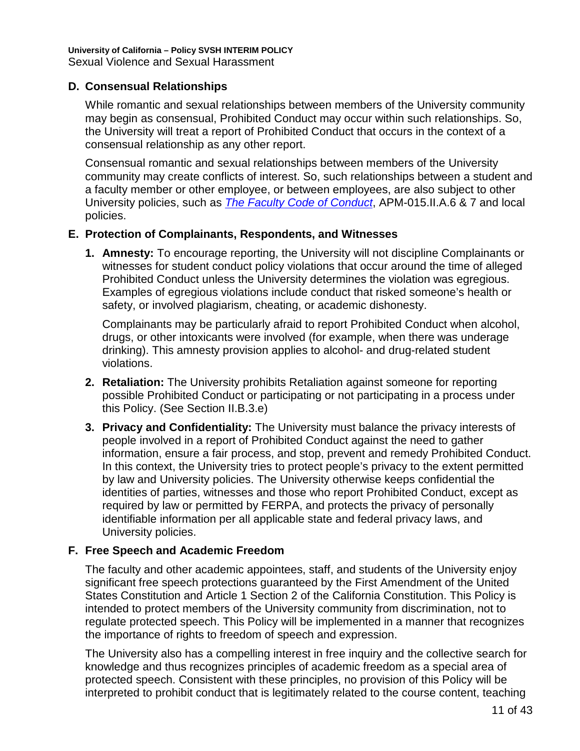## D. Consensual Relationships

While romantic and sexual relationships between members of the University community may begin as consensual, Prohibited Conduct may occur within such relationships. So, the University will treat a report of Prohibited Conduct that occurs in the context of a consensual relationship as any other report.

Consensual romantic and sexual relationships between members of the University community may create conflicts of interest. So, such relationships between a student and a faculty member or other employee, or between employees, are also subject to other University policies, such as *The Faculty Code of Conduct*, APM-015.II.A.6 & 7 and local policies.

## E. Protection of Complainants, Respondents, and Witnesses

1. **Amnesty:** To encourage reporting, the University will not discipline Complainants or witnesses for student conduct policy violations that occur around the time of alleged Prohibited Conduct unless the University determines the violation was egregious. Examples of egregious violations include conduct that risked someone's health or safety, or involved plagiarism, cheating, or academic dishonesty.

   Complainants may be particularly afraid to report Prohibited Conduct when alcohol, drugs, or other intoxicants were involved (for example, when there was underage drinking). This amnesty provision applies to alcohol- and drug-related student violations.

2. **Retaliation:** The University prohibits Retaliation against someone for reporting possible Prohibited Conduct or participating or not participating in a process under this Policy. (See Section II.B.3.e)

3. **Privacy and Confidentiality:** The University must balance the privacy interests of people involved in a report of Prohibited Conduct against the need to gather information, ensure a fair process, and stop, prevent and remedy Prohibited Conduct. In this context, the University tries to protect people's privacy to the extent permitted by law and University policies. The University otherwise keeps confidential the identities of parties, witnesses and those who report Prohibited Conduct, except as required by law or permitted by FERPA, and protects the privacy of personally identifiable information per all applicable state and federal privacy laws, and University policies.

## F. Free Speech and Academic Freedom

The faculty and other academic appointees, staff, and students of the University enjoy significant free speech protections guaranteed by the First Amendment of the United States Constitution and Article 1 Section 2 of the California Constitution. This Policy is intended to protect members of the University community from discrimination, not to regulate protected speech. This Policy will be implemented in a manner that recognizes the importance of rights to freedom of speech and expression.

The University also has a compelling interest in free inquiry and the collective search for knowledge and thus recognizes principles of academic freedom as a special area of protected speech. Consistent with these principles, no provision of this Policy will be interpreted to prohibit conduct that is legitimately related to the course content, teaching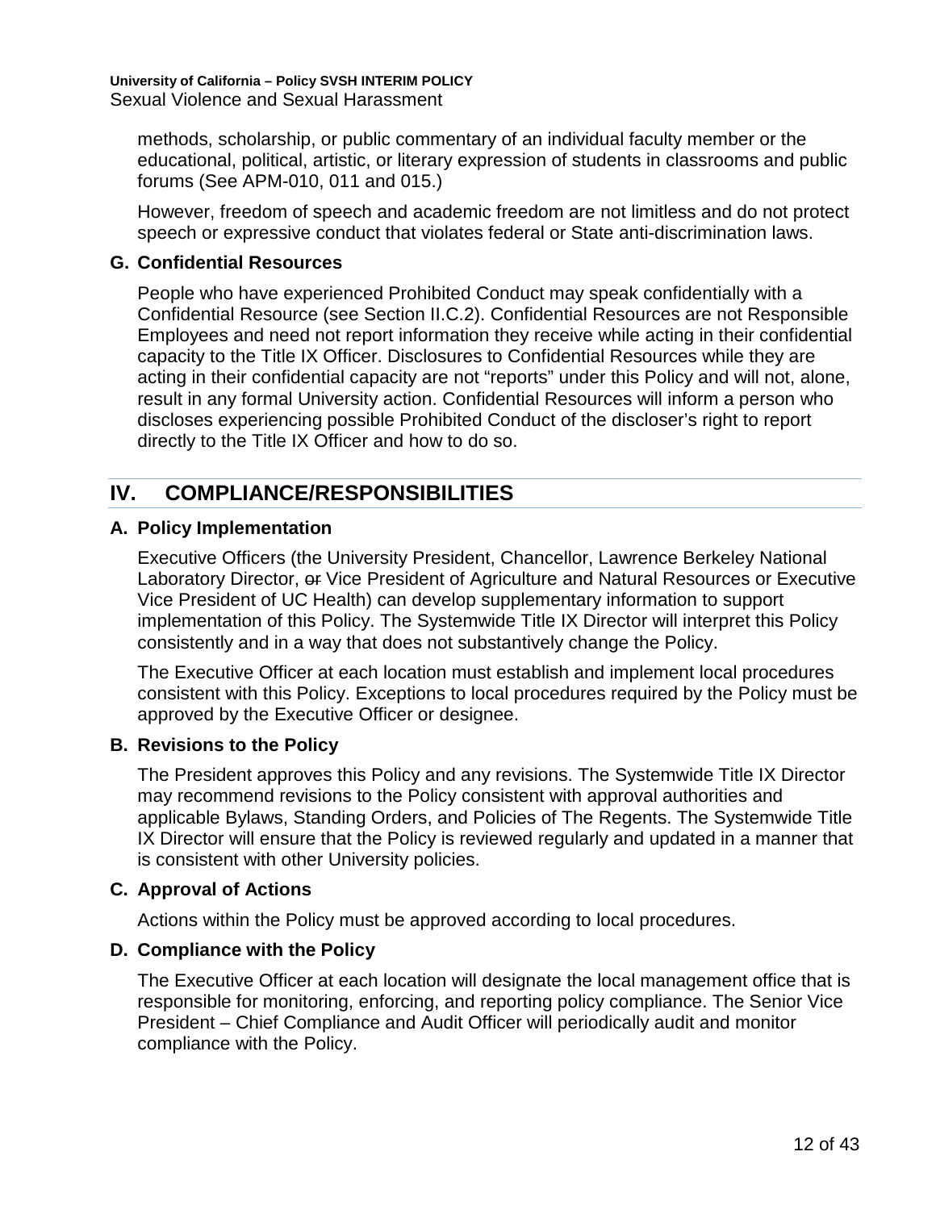methods, scholarship, or public commentary of an individual faculty member or the educational, political, artistic, or literary expression of students in classrooms and public forums (See APM-010, 011 and 015.)

However, freedom of speech and academic freedom are not limitless and do not protect speech or expressive conduct that violates federal or State anti-discrimination laws.

### G. Confidential Resources

People who have experienced Prohibited Conduct may speak confidentially with a Confidential Resource (see Section II.C.2). Confidential Resources are not Responsible Employees and need not report information they receive while acting in their confidential capacity to the Title IX Officer. Disclosures to Confidential Resources while they are acting in their confidential capacity are not "reports" under this Policy and will not, alone, result in any formal University action. Confidential Resources will inform a person who discloses experiencing possible Prohibited Conduct of the discloser's right to report directly to the Title IX Officer and how to do so.

## IV. COMPLIANCE/RESPONSIBILITIES

### A. Policy Implementation

Executive Officers (the University President, Chancellor, Lawrence Berkeley National Laboratory Director, ~~or~~ Vice President of Agriculture and Natural Resources or Executive Vice President of UC Health) can develop supplementary information to support implementation of this Policy. The Systemwide Title IX Director will interpret this Policy consistently and in a way that does not substantively change the Policy.

The Executive Officer at each location must establish and implement local procedures consistent with this Policy. Exceptions to local procedures required by the Policy must be approved by the Executive Officer or designee.

### B. Revisions to the Policy

The President approves this Policy and any revisions. The Systemwide Title IX Director may recommend revisions to the Policy consistent with approval authorities and applicable Bylaws, Standing Orders, and Policies of The Regents. The Systemwide Title IX Director will ensure that the Policy is reviewed regularly and updated in a manner that is consistent with other University policies.

### C. Approval of Actions

Actions within the Policy must be approved according to local procedures.

### D. Compliance with the Policy

The Executive Officer at each location will designate the local management office that is responsible for monitoring, enforcing, and reporting policy compliance. The Senior Vice President – Chief Compliance and Audit Officer will periodically audit and monitor compliance with the Policy.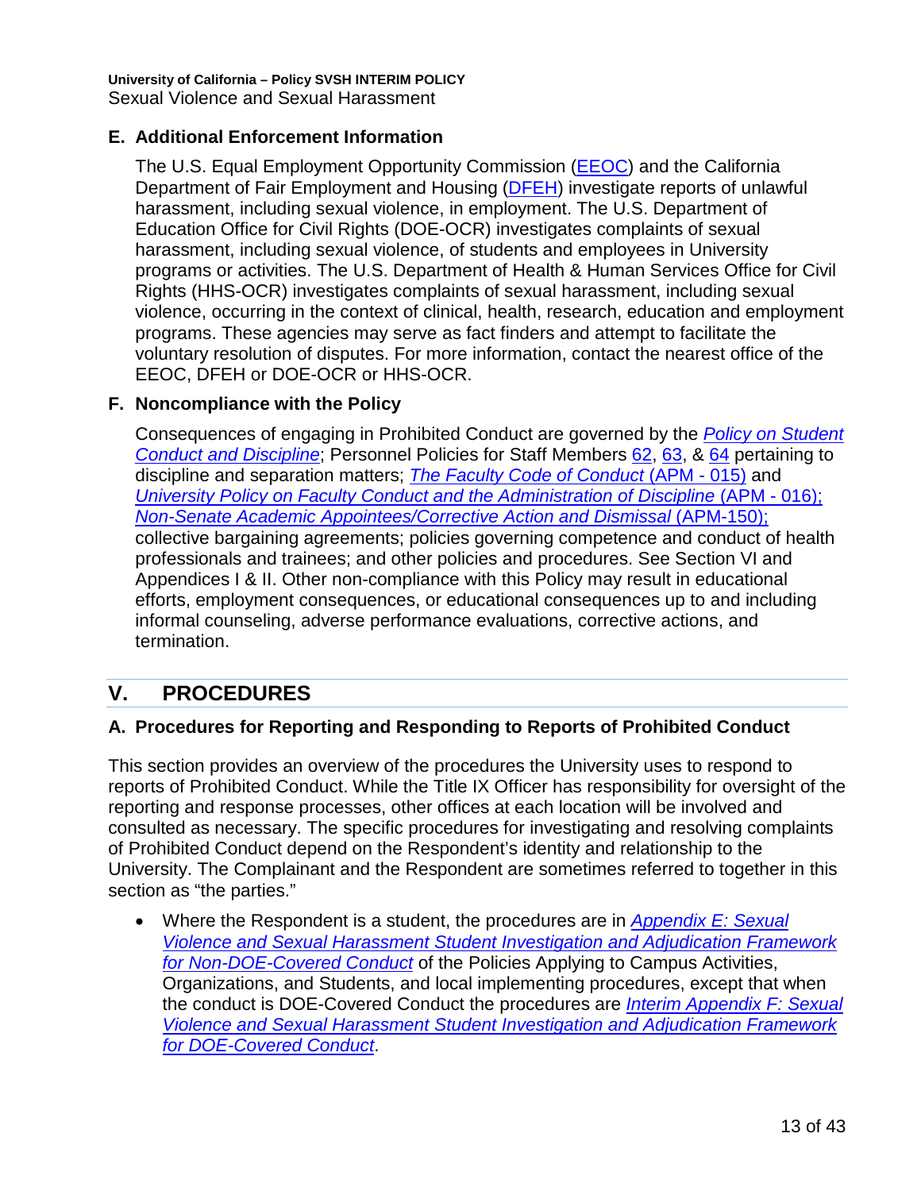### E. Additional Enforcement Information

The U.S. Equal Employment Opportunity Commission (EEOC) and the California Department of Fair Employment and Housing (DFEH) investigate reports of unlawful harassment, including sexual violence, in employment. The U.S. Department of Education Office for Civil Rights (DOE-OCR) investigates complaints of sexual harassment, including sexual violence, of students and employees in University programs or activities. The U.S. Department of Health & Human Services Office for Civil Rights (HHS-OCR) investigates complaints of sexual harassment, including sexual violence, occurring in the context of clinical, health, research, education and employment programs. These agencies may serve as fact finders and attempt to facilitate the voluntary resolution of disputes. For more information, contact the nearest office of the EEOC, DFEH or DOE-OCR or HHS-OCR.

### F. Noncompliance with the Policy

Consequences of engaging in Prohibited Conduct are governed by the *Policy on Student Conduct and Discipline*; Personnel Policies for Staff Members 62, 63, & 64 pertaining to discipline and separation matters; *The Faculty Code of Conduct* (APM - 015) and *University Policy on Faculty Conduct and the Administration of Discipline* (APM - 016); *Non-Senate Academic Appointees/Corrective Action and Dismissal* (APM-150); collective bargaining agreements; policies governing competence and conduct of health professionals and trainees; and other policies and procedures. See Section VI and Appendices I & II. Other non-compliance with this Policy may result in educational efforts, employment consequences, or educational consequences up to and including informal counseling, adverse performance evaluations, corrective actions, and termination.

## V. PROCEDURES

### A. Procedures for Reporting and Responding to Reports of Prohibited Conduct

This section provides an overview of the procedures the University uses to respond to reports of Prohibited Conduct. While the Title IX Officer has responsibility for oversight of the reporting and response processes, other offices at each location will be involved and consulted as necessary. The specific procedures for investigating and resolving complaints of Prohibited Conduct depend on the Respondent's identity and relationship to the University. The Complainant and the Respondent are sometimes referred to together in this section as "the parties."

- Where the Respondent is a student, the procedures are in *Appendix E: Sexual Violence and Sexual Harassment Student Investigation and Adjudication Framework for Non-DOE-Covered Conduct* of the Policies Applying to Campus Activities, Organizations, and Students, and local implementing procedures, except that when the conduct is DOE-Covered Conduct the procedures are *Interim Appendix F: Sexual Violence and Sexual Harassment Student Investigation and Adjudication Framework for DOE-Covered Conduct*.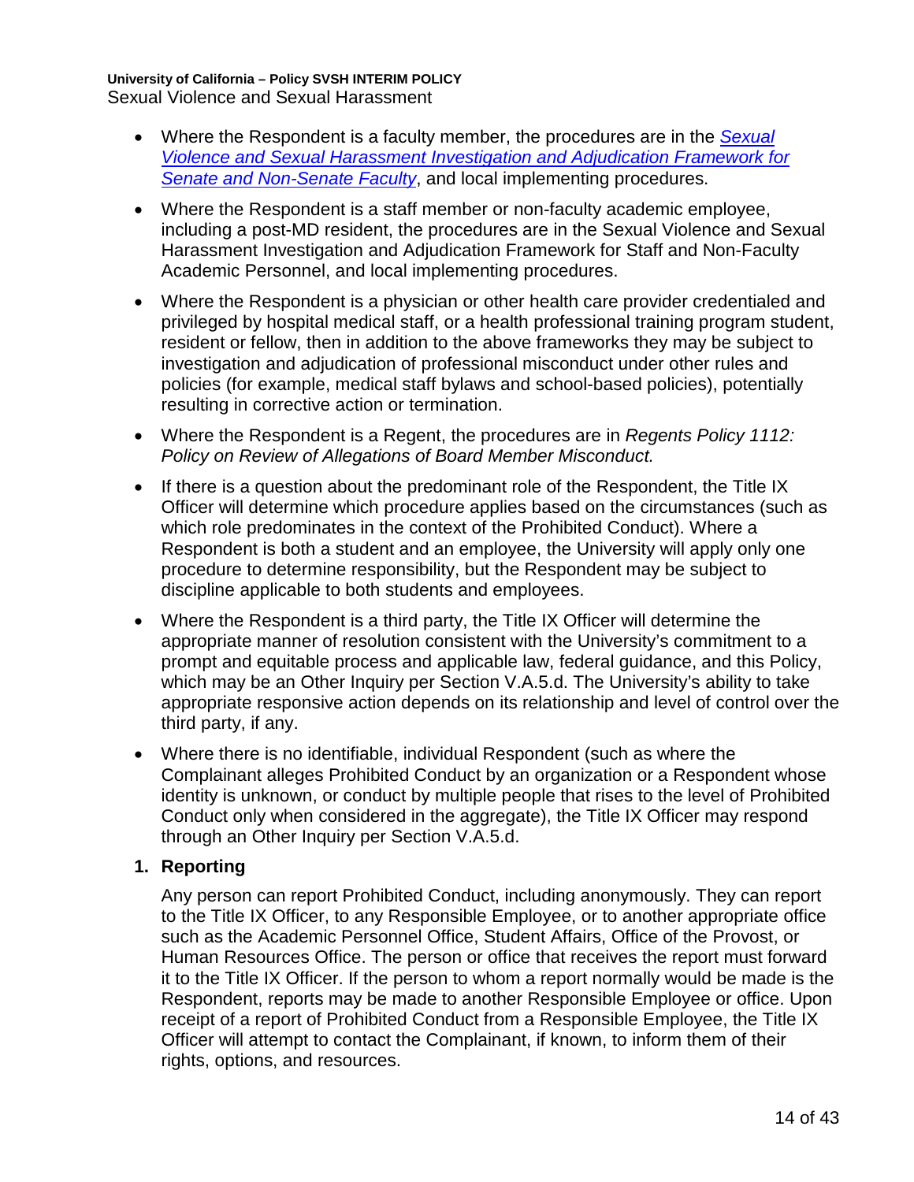- Where the Respondent is a faculty member, the procedures are in the *Sexual Violence and Sexual Harassment Investigation and Adjudication Framework for Senate and Non-Senate Faculty*, and local implementing procedures.
- Where the Respondent is a staff member or non-faculty academic employee, including a post-MD resident, the procedures are in the Sexual Violence and Sexual Harassment Investigation and Adjudication Framework for Staff and Non-Faculty Academic Personnel, and local implementing procedures.
- Where the Respondent is a physician or other health care provider credentialed and privileged by hospital medical staff, or a health professional training program student, resident or fellow, then in addition to the above frameworks they may be subject to investigation and adjudication of professional misconduct under other rules and policies (for example, medical staff bylaws and school-based policies), potentially resulting in corrective action or termination.
- Where the Respondent is a Regent, the procedures are in *Regents Policy 1112: Policy on Review of Allegations of Board Member Misconduct.*
- If there is a question about the predominant role of the Respondent, the Title IX Officer will determine which procedure applies based on the circumstances (such as which role predominates in the context of the Prohibited Conduct). Where a Respondent is both a student and an employee, the University will apply only one procedure to determine responsibility, but the Respondent may be subject to discipline applicable to both students and employees.
- Where the Respondent is a third party, the Title IX Officer will determine the appropriate manner of resolution consistent with the University's commitment to a prompt and equitable process and applicable law, federal guidance, and this Policy, which may be an Other Inquiry per Section V.A.5.d. The University's ability to take appropriate responsive action depends on its relationship and level of control over the third party, if any.
- Where there is no identifiable, individual Respondent (such as where the Complainant alleges Prohibited Conduct by an organization or a Respondent whose identity is unknown, or conduct by multiple people that rises to the level of Prohibited Conduct only when considered in the aggregate), the Title IX Officer may respond through an Other Inquiry per Section V.A.5.d.

**1. Reporting**

Any person can report Prohibited Conduct, including anonymously. They can report to the Title IX Officer, to any Responsible Employee, or to another appropriate office such as the Academic Personnel Office, Student Affairs, Office of the Provost, or Human Resources Office. The person or office that receives the report must forward it to the Title IX Officer. If the person to whom a report normally would be made is the Respondent, reports may be made to another Responsible Employee or office. Upon receipt of a report of Prohibited Conduct from a Responsible Employee, the Title IX Officer will attempt to contact the Complainant, if known, to inform them of their rights, options, and resources.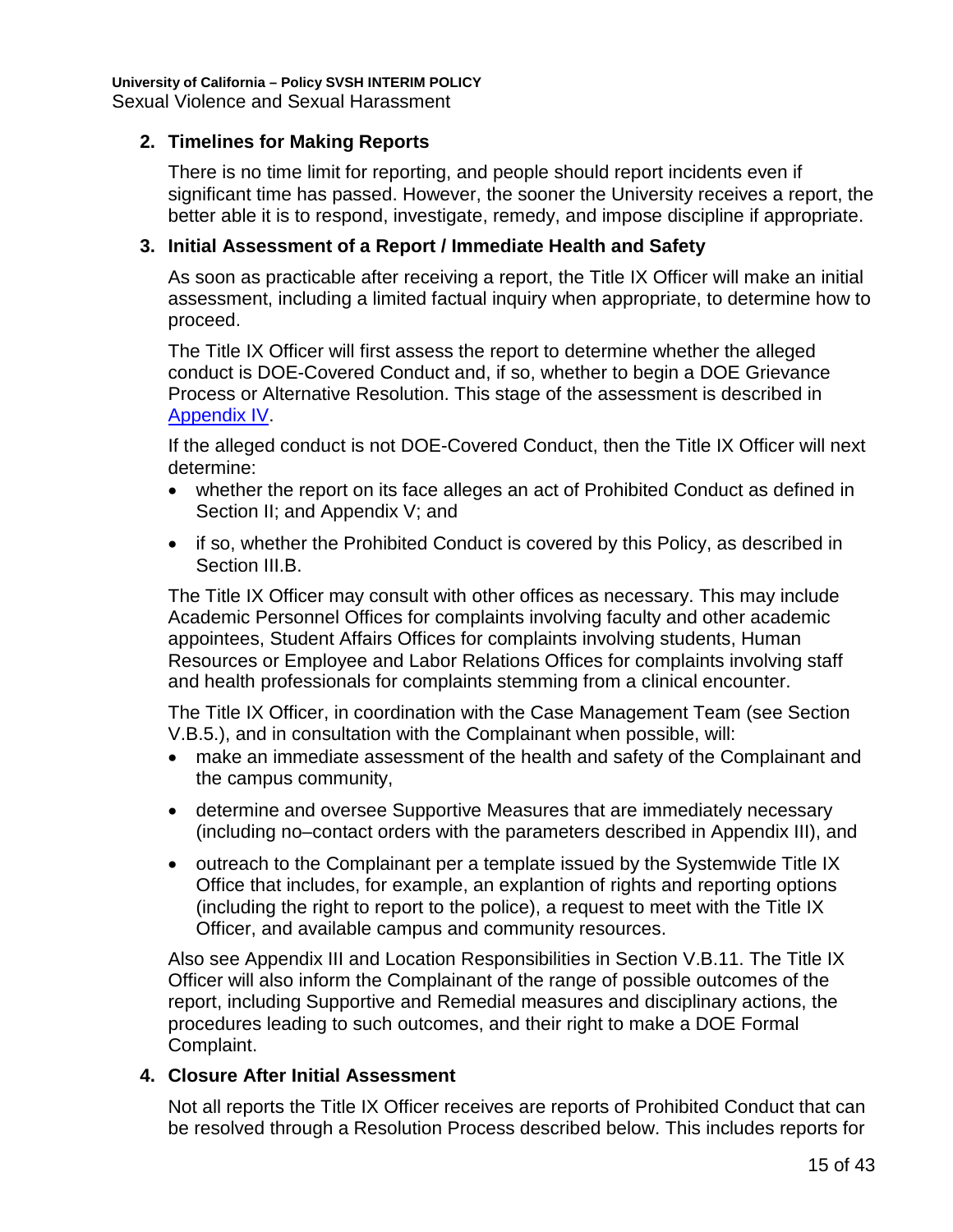## 2. Timelines for Making Reports

There is no time limit for reporting, and people should report incidents even if significant time has passed. However, the sooner the University receives a report, the better able it is to respond, investigate, remedy, and impose discipline if appropriate.

## 3. Initial Assessment of a Report / Immediate Health and Safety

As soon as practicable after receiving a report, the Title IX Officer will make an initial assessment, including a limited factual inquiry when appropriate, to determine how to proceed.

The Title IX Officer will first assess the report to determine whether the alleged conduct is DOE-Covered Conduct and, if so, whether to begin a DOE Grievance Process or Alternative Resolution. This stage of the assessment is described in Appendix IV.

If the alleged conduct is not DOE-Covered Conduct, then the Title IX Officer will next determine:

- whether the report on its face alleges an act of Prohibited Conduct as defined in Section II; and Appendix V; and
- if so, whether the Prohibited Conduct is covered by this Policy, as described in Section III.B.

The Title IX Officer may consult with other offices as necessary. This may include Academic Personnel Offices for complaints involving faculty and other academic appointees, Student Affairs Offices for complaints involving students, Human Resources or Employee and Labor Relations Offices for complaints involving staff and health professionals for complaints stemming from a clinical encounter.

The Title IX Officer, in coordination with the Case Management Team (see Section V.B.5.), and in consultation with the Complainant when possible, will:

- make an immediate assessment of the health and safety of the Complainant and the campus community,
- determine and oversee Supportive Measures that are immediately necessary (including no–contact orders with the parameters described in Appendix III), and
- outreach to the Complainant per a template issued by the Systemwide Title IX Office that includes, for example, an explantion of rights and reporting options (including the right to report to the police), a request to meet with the Title IX Officer, and available campus and community resources.

Also see Appendix III and Location Responsibilities in Section V.B.11. The Title IX Officer will also inform the Complainant of the range of possible outcomes of the report, including Supportive and Remedial measures and disciplinary actions, the procedures leading to such outcomes, and their right to make a DOE Formal Complaint.

## 4. Closure After Initial Assessment

Not all reports the Title IX Officer receives are reports of Prohibited Conduct that can be resolved through a Resolution Process described below. This includes reports for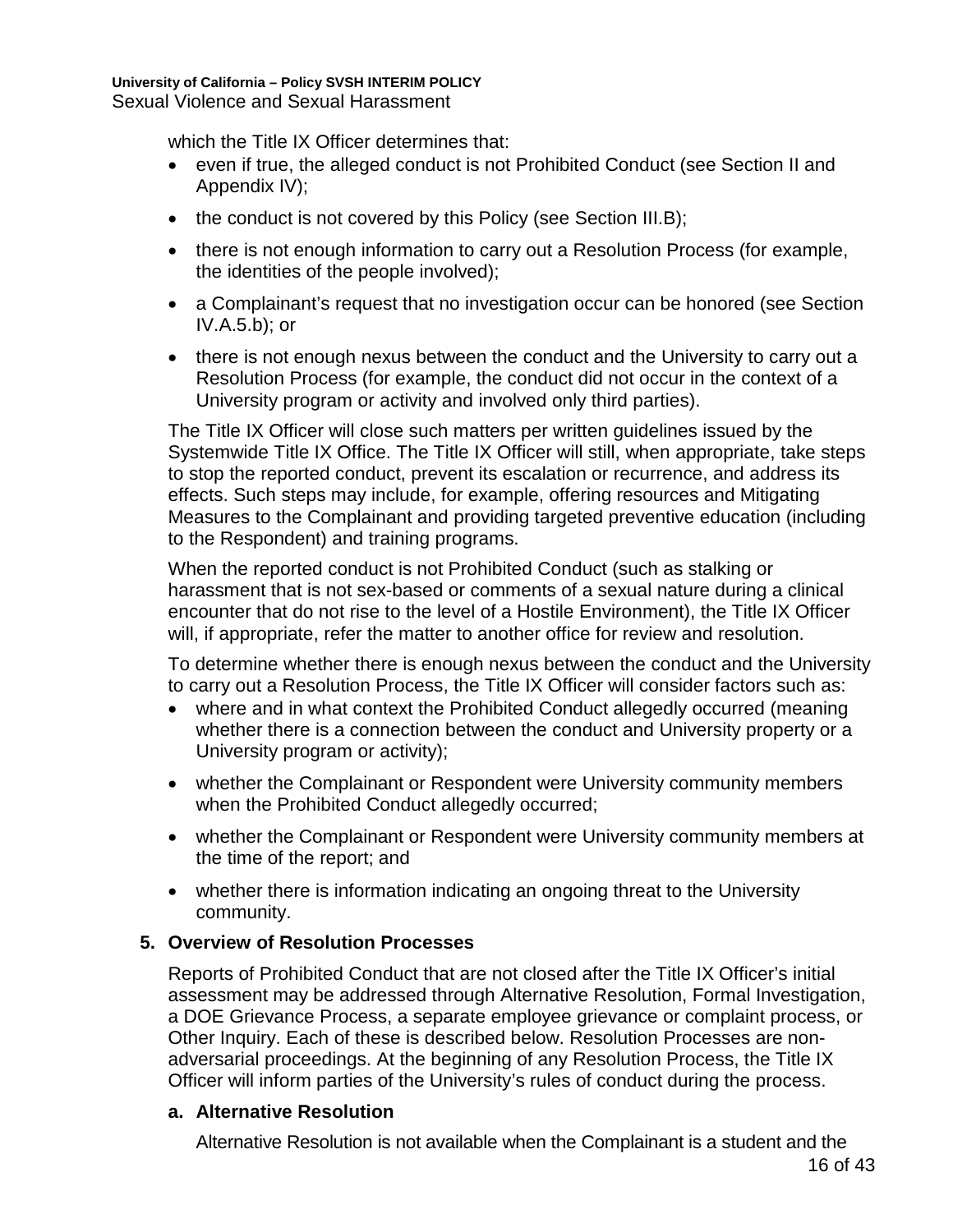which the Title IX Officer determines that:

- even if true, the alleged conduct is not Prohibited Conduct (see Section II and Appendix IV);
- the conduct is not covered by this Policy (see Section III.B);
- there is not enough information to carry out a Resolution Process (for example, the identities of the people involved);
- a Complainant's request that no investigation occur can be honored (see Section IV.A.5.b); or
- there is not enough nexus between the conduct and the University to carry out a Resolution Process (for example, the conduct did not occur in the context of a University program or activity and involved only third parties).

The Title IX Officer will close such matters per written guidelines issued by the Systemwide Title IX Office. The Title IX Officer will still, when appropriate, take steps to stop the reported conduct, prevent its escalation or recurrence, and address its effects. Such steps may include, for example, offering resources and Mitigating Measures to the Complainant and providing targeted preventive education (including to the Respondent) and training programs.

When the reported conduct is not Prohibited Conduct (such as stalking or harassment that is not sex-based or comments of a sexual nature during a clinical encounter that do not rise to the level of a Hostile Environment), the Title IX Officer will, if appropriate, refer the matter to another office for review and resolution.

To determine whether there is enough nexus between the conduct and the University to carry out a Resolution Process, the Title IX Officer will consider factors such as:

- where and in what context the Prohibited Conduct allegedly occurred (meaning whether there is a connection between the conduct and University property or a University program or activity);
- whether the Complainant or Respondent were University community members when the Prohibited Conduct allegedly occurred;
- whether the Complainant or Respondent were University community members at the time of the report; and
- whether there is information indicating an ongoing threat to the University community.

### 5. Overview of Resolution Processes

Reports of Prohibited Conduct that are not closed after the Title IX Officer's initial assessment may be addressed through Alternative Resolution, Formal Investigation, a DOE Grievance Process, a separate employee grievance or complaint process, or Other Inquiry. Each of these is described below. Resolution Processes are non-adversarial proceedings. At the beginning of any Resolution Process, the Title IX Officer will inform parties of the University's rules of conduct during the process.

#### a. Alternative Resolution

Alternative Resolution is not available when the Complainant is a student and the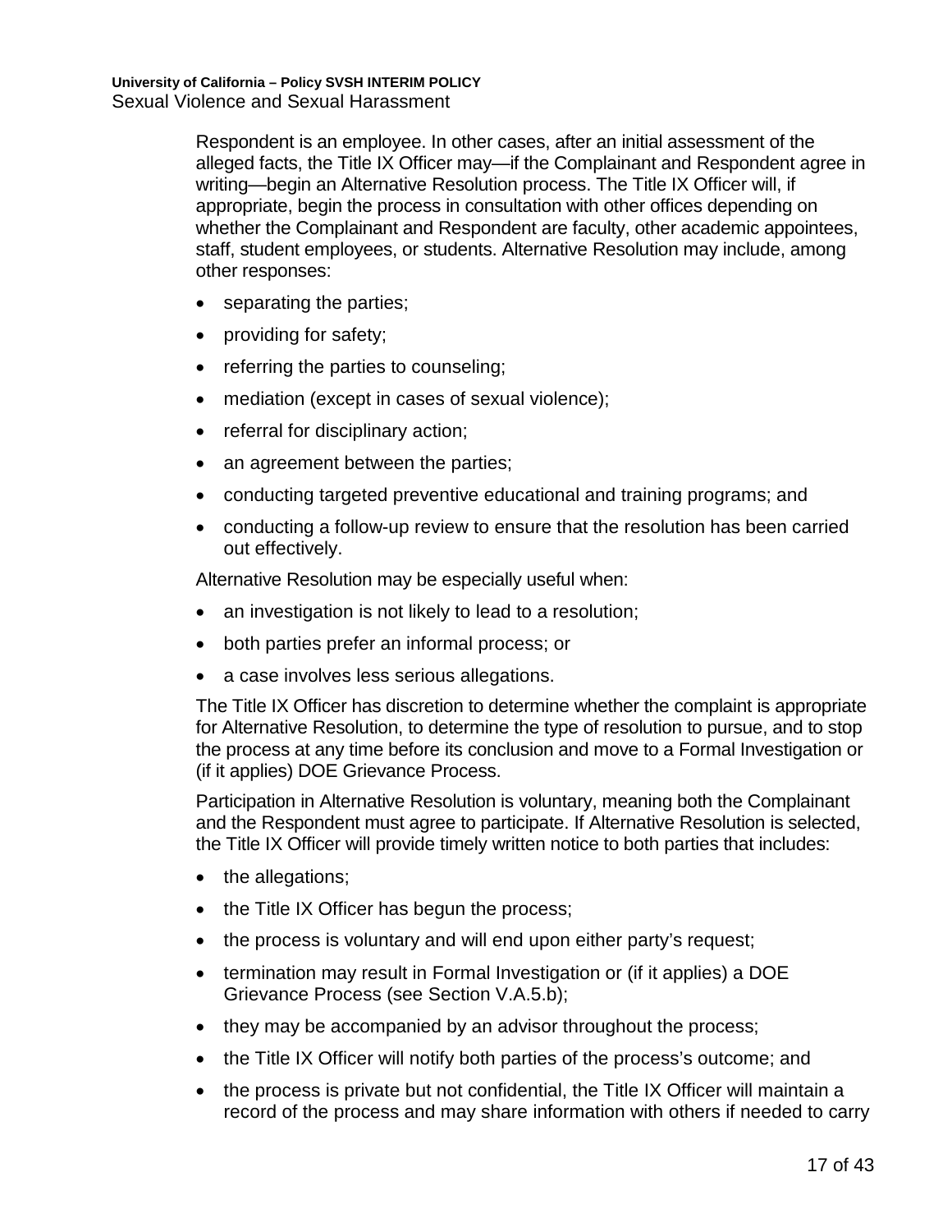Respondent is an employee. In other cases, after an initial assessment of the alleged facts, the Title IX Officer may—if the Complainant and Respondent agree in writing—begin an Alternative Resolution process. The Title IX Officer will, if appropriate, begin the process in consultation with other offices depending on whether the Complainant and Respondent are faculty, other academic appointees, staff, student employees, or students. Alternative Resolution may include, among other responses:

- separating the parties;
- providing for safety;
- referring the parties to counseling;
- mediation (except in cases of sexual violence);
- referral for disciplinary action;
- an agreement between the parties;
- conducting targeted preventive educational and training programs; and
- conducting a follow-up review to ensure that the resolution has been carried out effectively.

Alternative Resolution may be especially useful when:

- an investigation is not likely to lead to a resolution;
- both parties prefer an informal process; or
- a case involves less serious allegations.

The Title IX Officer has discretion to determine whether the complaint is appropriate for Alternative Resolution, to determine the type of resolution to pursue, and to stop the process at any time before its conclusion and move to a Formal Investigation or (if it applies) DOE Grievance Process.

Participation in Alternative Resolution is voluntary, meaning both the Complainant and the Respondent must agree to participate. If Alternative Resolution is selected, the Title IX Officer will provide timely written notice to both parties that includes:

- the allegations;
- the Title IX Officer has begun the process;
- the process is voluntary and will end upon either party's request;
- termination may result in Formal Investigation or (if it applies) a DOE Grievance Process (see Section V.A.5.b);
- they may be accompanied by an advisor throughout the process;
- the Title IX Officer will notify both parties of the process's outcome; and
- the process is private but not confidential, the Title IX Officer will maintain a record of the process and may share information with others if needed to carry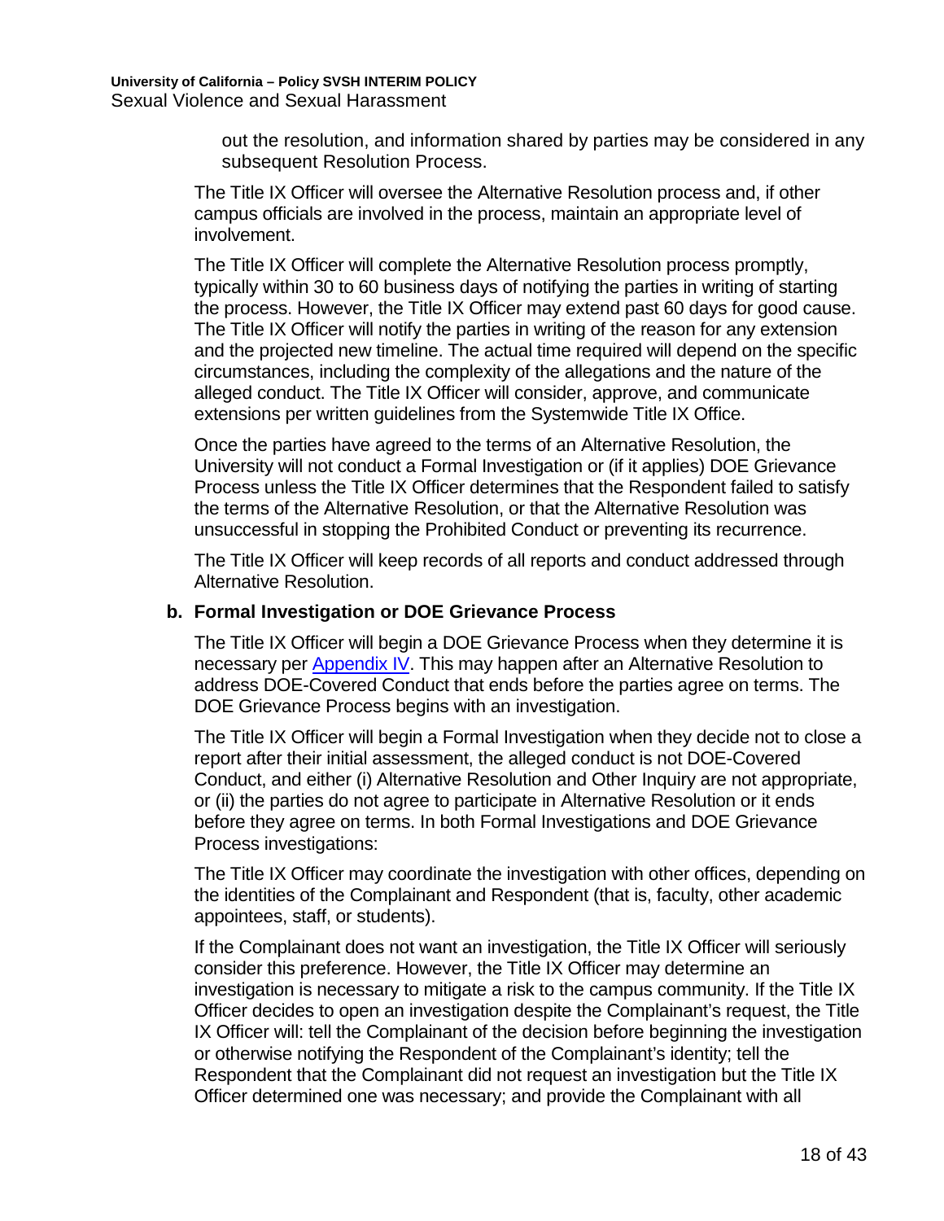out the resolution, and information shared by parties may be considered in any subsequent Resolution Process.

The Title IX Officer will oversee the Alternative Resolution process and, if other campus officials are involved in the process, maintain an appropriate level of involvement.

The Title IX Officer will complete the Alternative Resolution process promptly, typically within 30 to 60 business days of notifying the parties in writing of starting the process. However, the Title IX Officer may extend past 60 days for good cause. The Title IX Officer will notify the parties in writing of the reason for any extension and the projected new timeline. The actual time required will depend on the specific circumstances, including the complexity of the allegations and the nature of the alleged conduct. The Title IX Officer will consider, approve, and communicate extensions per written guidelines from the Systemwide Title IX Office.

Once the parties have agreed to the terms of an Alternative Resolution, the University will not conduct a Formal Investigation or (if it applies) DOE Grievance Process unless the Title IX Officer determines that the Respondent failed to satisfy the terms of the Alternative Resolution, or that the Alternative Resolution was unsuccessful in stopping the Prohibited Conduct or preventing its recurrence.

The Title IX Officer will keep records of all reports and conduct addressed through Alternative Resolution.

**b. Formal Investigation or DOE Grievance Process**

The Title IX Officer will begin a DOE Grievance Process when they determine it is necessary per Appendix IV. This may happen after an Alternative Resolution to address DOE-Covered Conduct that ends before the parties agree on terms. The DOE Grievance Process begins with an investigation.

The Title IX Officer will begin a Formal Investigation when they decide not to close a report after their initial assessment, the alleged conduct is not DOE-Covered Conduct, and either (i) Alternative Resolution and Other Inquiry are not appropriate, or (ii) the parties do not agree to participate in Alternative Resolution or it ends before they agree on terms. In both Formal Investigations and DOE Grievance Process investigations:

The Title IX Officer may coordinate the investigation with other offices, depending on the identities of the Complainant and Respondent (that is, faculty, other academic appointees, staff, or students).

If the Complainant does not want an investigation, the Title IX Officer will seriously consider this preference. However, the Title IX Officer may determine an investigation is necessary to mitigate a risk to the campus community. If the Title IX Officer decides to open an investigation despite the Complainant's request, the Title IX Officer will: tell the Complainant of the decision before beginning the investigation or otherwise notifying the Respondent of the Complainant's identity; tell the Respondent that the Complainant did not request an investigation but the Title IX Officer determined one was necessary; and provide the Complainant with all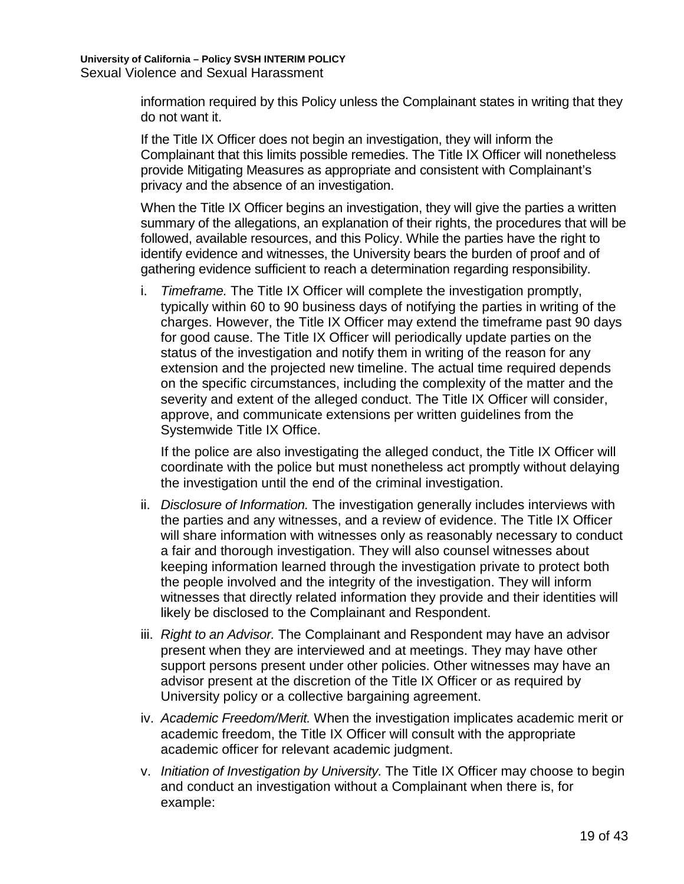information required by this Policy unless the Complainant states in writing that they do not want it.

If the Title IX Officer does not begin an investigation, they will inform the Complainant that this limits possible remedies. The Title IX Officer will nonetheless provide Mitigating Measures as appropriate and consistent with Complainant's privacy and the absence of an investigation.

When the Title IX Officer begins an investigation, they will give the parties a written summary of the allegations, an explanation of their rights, the procedures that will be followed, available resources, and this Policy. While the parties have the right to identify evidence and witnesses, the University bears the burden of proof and of gathering evidence sufficient to reach a determination regarding responsibility.

i. *Timeframe.* The Title IX Officer will complete the investigation promptly, typically within 60 to 90 business days of notifying the parties in writing of the charges. However, the Title IX Officer may extend the timeframe past 90 days for good cause. The Title IX Officer will periodically update parties on the status of the investigation and notify them in writing of the reason for any extension and the projected new timeline. The actual time required depends on the specific circumstances, including the complexity of the matter and the severity and extent of the alleged conduct. The Title IX Officer will consider, approve, and communicate extensions per written guidelines from the Systemwide Title IX Office.

   If the police are also investigating the alleged conduct, the Title IX Officer will coordinate with the police but must nonetheless act promptly without delaying the investigation until the end of the criminal investigation.

ii. *Disclosure of Information.* The investigation generally includes interviews with the parties and any witnesses, and a review of evidence. The Title IX Officer will share information with witnesses only as reasonably necessary to conduct a fair and thorough investigation. They will also counsel witnesses about keeping information learned through the investigation private to protect both the people involved and the integrity of the investigation. They will inform witnesses that directly related information they provide and their identities will likely be disclosed to the Complainant and Respondent.

iii. *Right to an Advisor.* The Complainant and Respondent may have an advisor present when they are interviewed and at meetings. They may have other support persons present under other policies. Other witnesses may have an advisor present at the discretion of the Title IX Officer or as required by University policy or a collective bargaining agreement.

iv. *Academic Freedom/Merit.* When the investigation implicates academic merit or academic freedom, the Title IX Officer will consult with the appropriate academic officer for relevant academic judgment.

v. *Initiation of Investigation by University.* The Title IX Officer may choose to begin and conduct an investigation without a Complainant when there is, for example: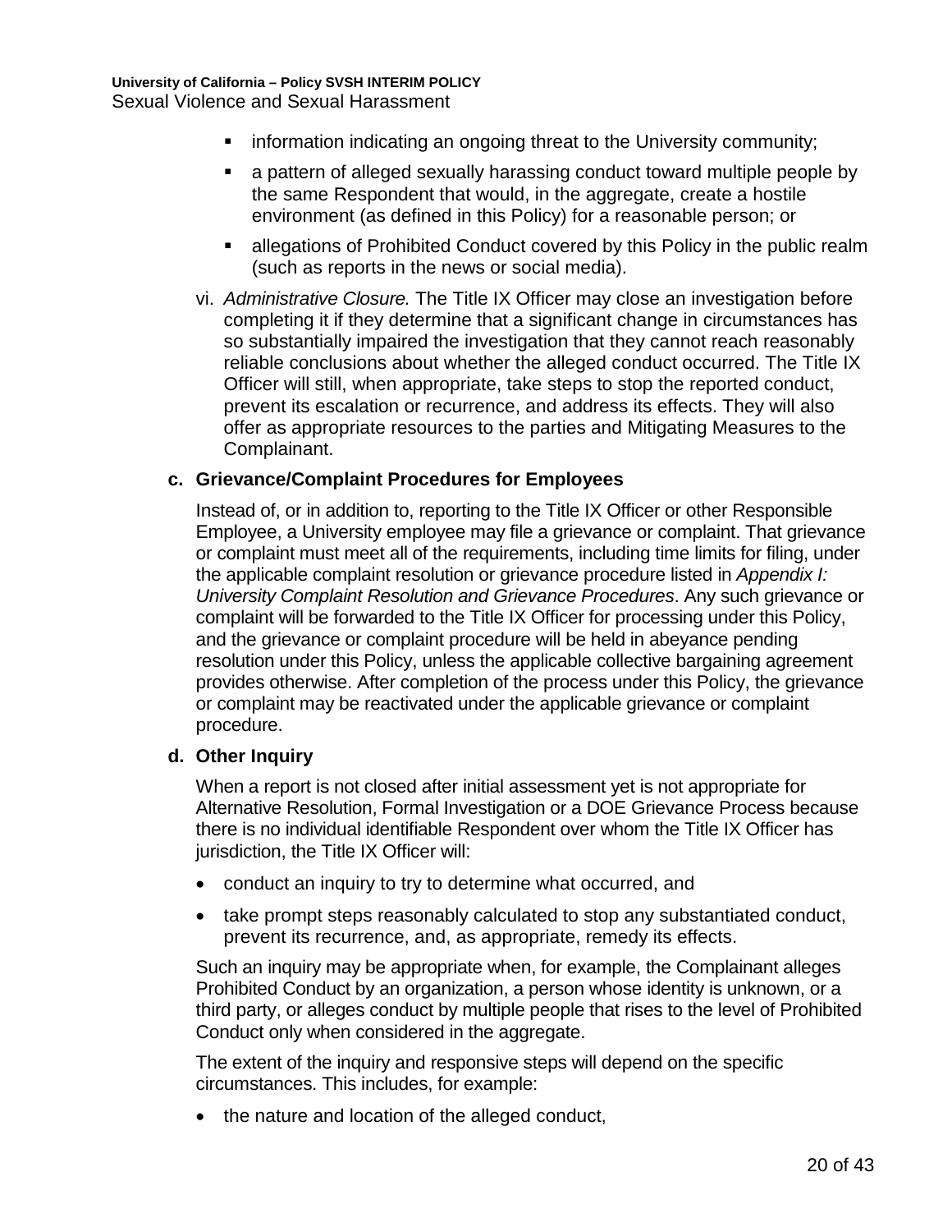- information indicating an ongoing threat to the University community;
- a pattern of alleged sexually harassing conduct toward multiple people by the same Respondent that would, in the aggregate, create a hostile environment (as defined in this Policy) for a reasonable person; or
- allegations of Prohibited Conduct covered by this Policy in the public realm (such as reports in the news or social media).

vi. *Administrative Closure.* The Title IX Officer may close an investigation before completing it if they determine that a significant change in circumstances has so substantially impaired the investigation that they cannot reach reasonably reliable conclusions about whether the alleged conduct occurred. The Title IX Officer will still, when appropriate, take steps to stop the reported conduct, prevent its escalation or recurrence, and address its effects. They will also offer as appropriate resources to the parties and Mitigating Measures to the Complainant.

**c. Grievance/Complaint Procedures for Employees**

Instead of, or in addition to, reporting to the Title IX Officer or other Responsible Employee, a University employee may file a grievance or complaint. That grievance or complaint must meet all of the requirements, including time limits for filing, under the applicable complaint resolution or grievance procedure listed in *Appendix I: University Complaint Resolution and Grievance Procedures*. Any such grievance or complaint will be forwarded to the Title IX Officer for processing under this Policy, and the grievance or complaint procedure will be held in abeyance pending resolution under this Policy, unless the applicable collective bargaining agreement provides otherwise. After completion of the process under this Policy, the grievance or complaint may be reactivated under the applicable grievance or complaint procedure.

**d. Other Inquiry**

When a report is not closed after initial assessment yet is not appropriate for Alternative Resolution, Formal Investigation or a DOE Grievance Process because there is no individual identifiable Respondent over whom the Title IX Officer has jurisdiction, the Title IX Officer will:

- conduct an inquiry to try to determine what occurred, and
- take prompt steps reasonably calculated to stop any substantiated conduct, prevent its recurrence, and, as appropriate, remedy its effects.

Such an inquiry may be appropriate when, for example, the Complainant alleges Prohibited Conduct by an organization, a person whose identity is unknown, or a third party, or alleges conduct by multiple people that rises to the level of Prohibited Conduct only when considered in the aggregate.

The extent of the inquiry and responsive steps will depend on the specific circumstances. This includes, for example:

- the nature and location of the alleged conduct,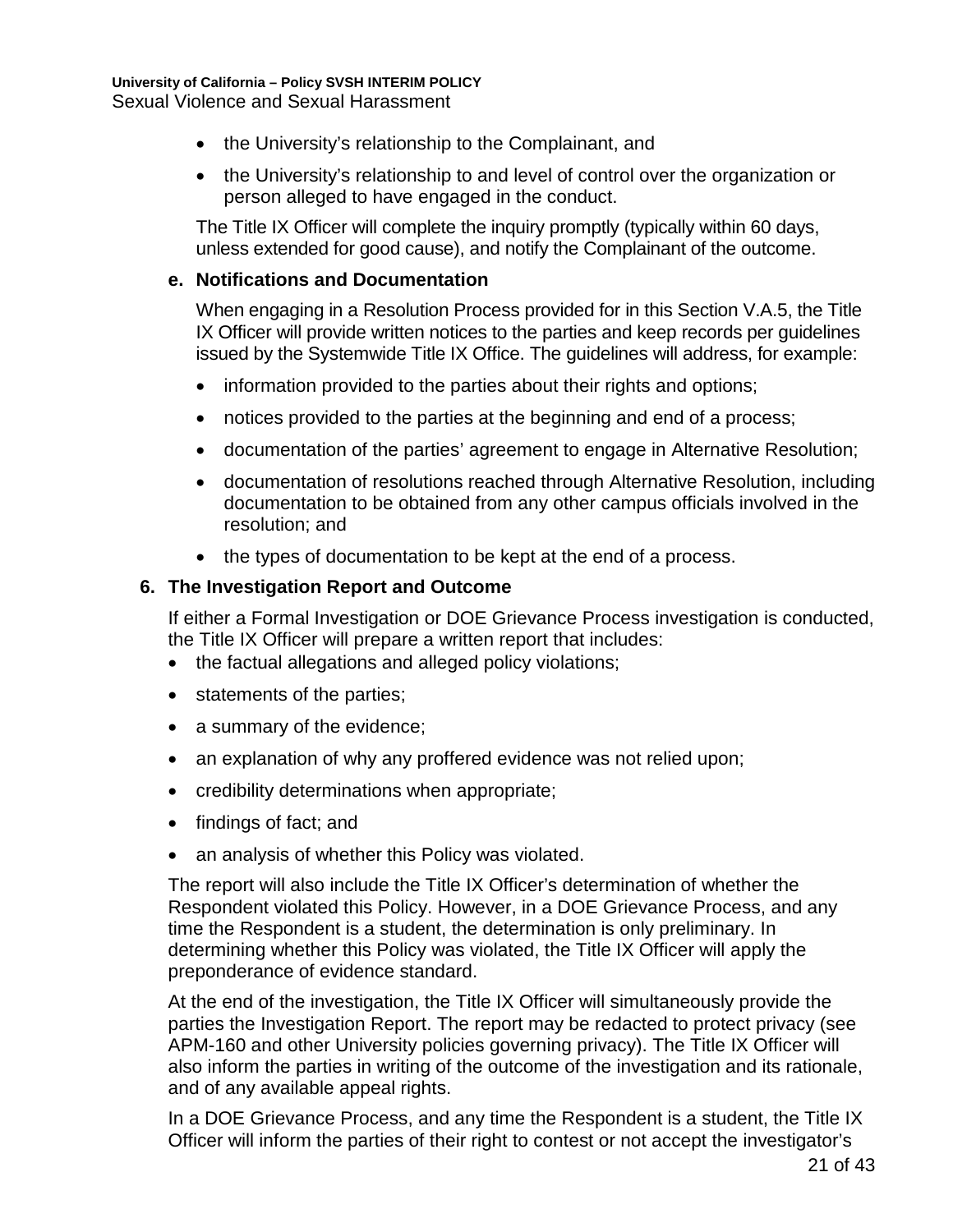- the University's relationship to the Complainant, and
- the University's relationship to and level of control over the organization or person alleged to have engaged in the conduct.

The Title IX Officer will complete the inquiry promptly (typically within 60 days, unless extended for good cause), and notify the Complainant of the outcome.

#### e. Notifications and Documentation

When engaging in a Resolution Process provided for in this Section V.A.5, the Title IX Officer will provide written notices to the parties and keep records per guidelines issued by the Systemwide Title IX Office. The guidelines will address, for example:

- information provided to the parties about their rights and options;
- notices provided to the parties at the beginning and end of a process;
- documentation of the parties' agreement to engage in Alternative Resolution;
- documentation of resolutions reached through Alternative Resolution, including documentation to be obtained from any other campus officials involved in the resolution; and
- the types of documentation to be kept at the end of a process.

### 6. The Investigation Report and Outcome

If either a Formal Investigation or DOE Grievance Process investigation is conducted, the Title IX Officer will prepare a written report that includes:

- the factual allegations and alleged policy violations;
- statements of the parties;
- a summary of the evidence;
- an explanation of why any proffered evidence was not relied upon;
- credibility determinations when appropriate;
- findings of fact; and
- an analysis of whether this Policy was violated.

The report will also include the Title IX Officer's determination of whether the Respondent violated this Policy. However, in a DOE Grievance Process, and any time the Respondent is a student, the determination is only preliminary. In determining whether this Policy was violated, the Title IX Officer will apply the preponderance of evidence standard.

At the end of the investigation, the Title IX Officer will simultaneously provide the parties the Investigation Report. The report may be redacted to protect privacy (see APM-160 and other University policies governing privacy). The Title IX Officer will also inform the parties in writing of the outcome of the investigation and its rationale, and of any available appeal rights.

In a DOE Grievance Process, and any time the Respondent is a student, the Title IX Officer will inform the parties of their right to contest or not accept the investigator's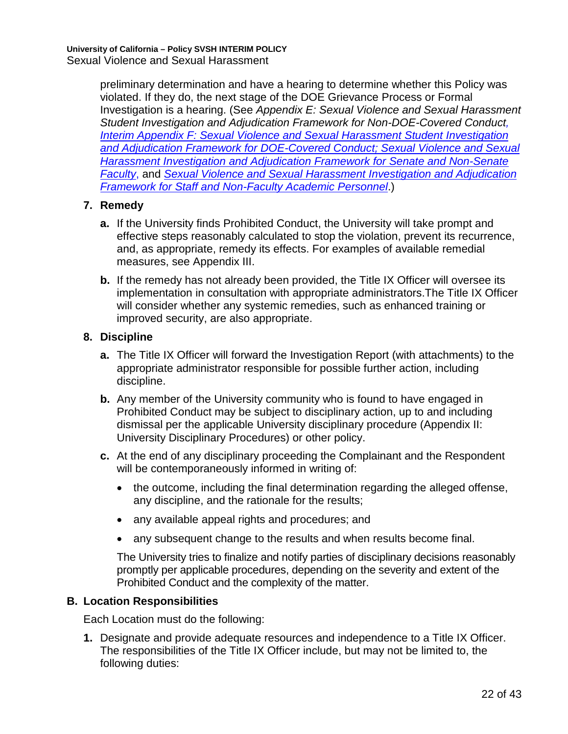preliminary determination and have a hearing to determine whether this Policy was violated. If they do, the next stage of the DOE Grievance Process or Formal Investigation is a hearing. (See *Appendix E: Sexual Violence and Sexual Harassment Student Investigation and Adjudication Framework for Non-DOE-Covered Conduct*, *Interim Appendix F: Sexual Violence and Sexual Harassment Student Investigation and Adjudication Framework for DOE-Covered Conduct; Sexual Violence and Sexual Harassment Investigation and Adjudication Framework for Senate and Non-Senate Faculty*, and *Sexual Violence and Sexual Harassment Investigation and Adjudication Framework for Staff and Non-Faculty Academic Personnel*.)

7. **Remedy**
   - **a.** If the University finds Prohibited Conduct, the University will take prompt and effective steps reasonably calculated to stop the violation, prevent its recurrence, and, as appropriate, remedy its effects. For examples of available remedial measures, see Appendix III.
   - **b.** If the remedy has not already been provided, the Title IX Officer will oversee its implementation in consultation with appropriate administrators.The Title IX Officer will consider whether any systemic remedies, such as enhanced training or improved security, are also appropriate.

8. **Discipline**
   - **a.** The Title IX Officer will forward the Investigation Report (with attachments) to the appropriate administrator responsible for possible further action, including discipline.
   - **b.** Any member of the University community who is found to have engaged in Prohibited Conduct may be subject to disciplinary action, up to and including dismissal per the applicable University disciplinary procedure (Appendix II: University Disciplinary Procedures) or other policy.
   - **c.** At the end of any disciplinary proceeding the Complainant and the Respondent will be contemporaneously informed in writing of:
     - the outcome, including the final determination regarding the alleged offense, any discipline, and the rationale for the results;
     - any available appeal rights and procedures; and
     - any subsequent change to the results and when results become final.

     The University tries to finalize and notify parties of disciplinary decisions reasonably promptly per applicable procedures, depending on the severity and extent of the Prohibited Conduct and the complexity of the matter.

### B. Location Responsibilities

Each Location must do the following:

1. Designate and provide adequate resources and independence to a Title IX Officer. The responsibilities of the Title IX Officer include, but may not be limited to, the following duties: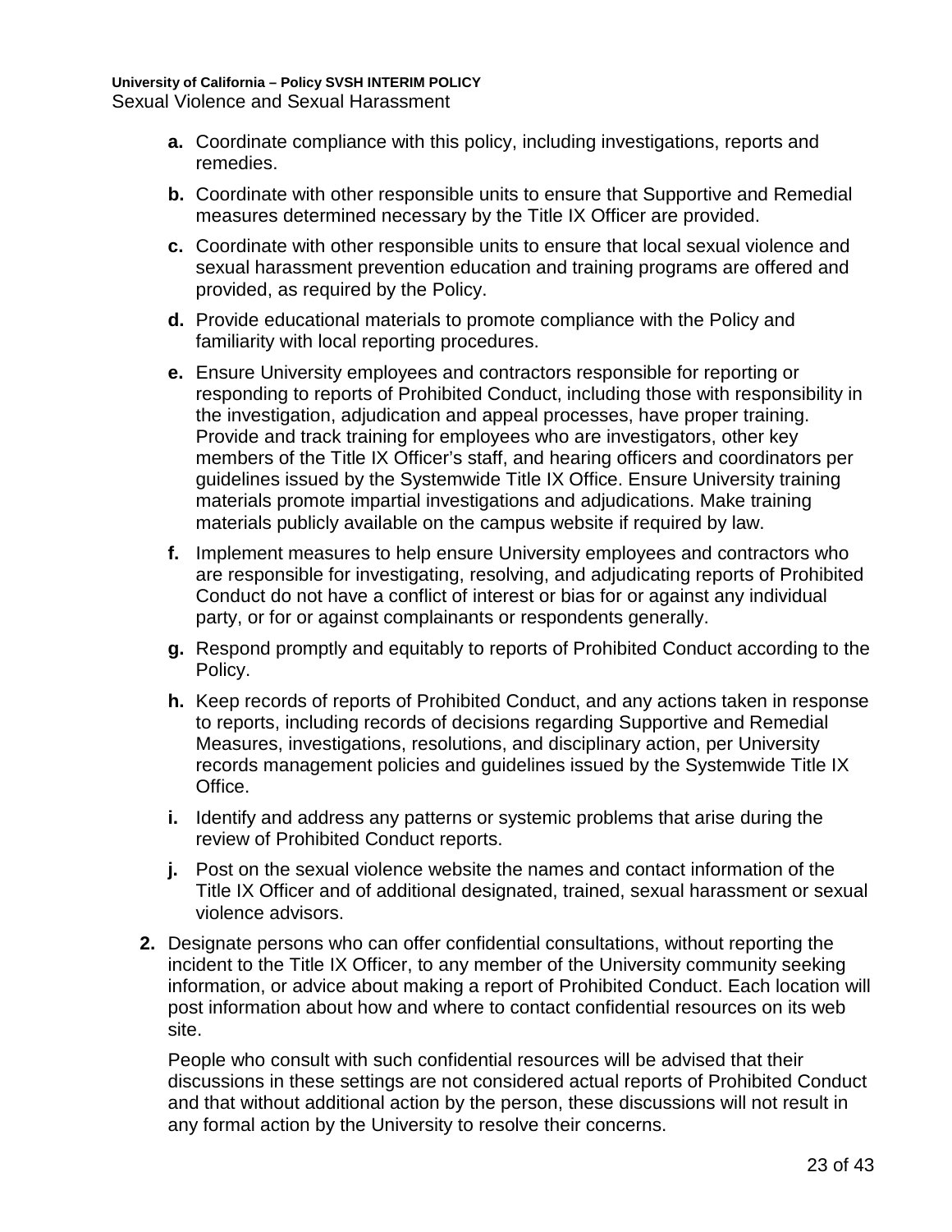- **a.** Coordinate compliance with this policy, including investigations, reports and remedies.
- **b.** Coordinate with other responsible units to ensure that Supportive and Remedial measures determined necessary by the Title IX Officer are provided.
- **c.** Coordinate with other responsible units to ensure that local sexual violence and sexual harassment prevention education and training programs are offered and provided, as required by the Policy.
- **d.** Provide educational materials to promote compliance with the Policy and familiarity with local reporting procedures.
- **e.** Ensure University employees and contractors responsible for reporting or responding to reports of Prohibited Conduct, including those with responsibility in the investigation, adjudication and appeal processes, have proper training. Provide and track training for employees who are investigators, other key members of the Title IX Officer's staff, and hearing officers and coordinators per guidelines issued by the Systemwide Title IX Office. Ensure University training materials promote impartial investigations and adjudications. Make training materials publicly available on the campus website if required by law.
- **f.** Implement measures to help ensure University employees and contractors who are responsible for investigating, resolving, and adjudicating reports of Prohibited Conduct do not have a conflict of interest or bias for or against any individual party, or for or against complainants or respondents generally.
- **g.** Respond promptly and equitably to reports of Prohibited Conduct according to the Policy.
- **h.** Keep records of reports of Prohibited Conduct, and any actions taken in response to reports, including records of decisions regarding Supportive and Remedial Measures, investigations, resolutions, and disciplinary action, per University records management policies and guidelines issued by the Systemwide Title IX Office.
- **i.** Identify and address any patterns or systemic problems that arise during the review of Prohibited Conduct reports.
- **j.** Post on the sexual violence website the names and contact information of the Title IX Officer and of additional designated, trained, sexual harassment or sexual violence advisors.

**2.** Designate persons who can offer confidential consultations, without reporting the incident to the Title IX Officer, to any member of the University community seeking information, or advice about making a report of Prohibited Conduct. Each location will post information about how and where to contact confidential resources on its web site.

People who consult with such confidential resources will be advised that their discussions in these settings are not considered actual reports of Prohibited Conduct and that without additional action by the person, these discussions will not result in any formal action by the University to resolve their concerns.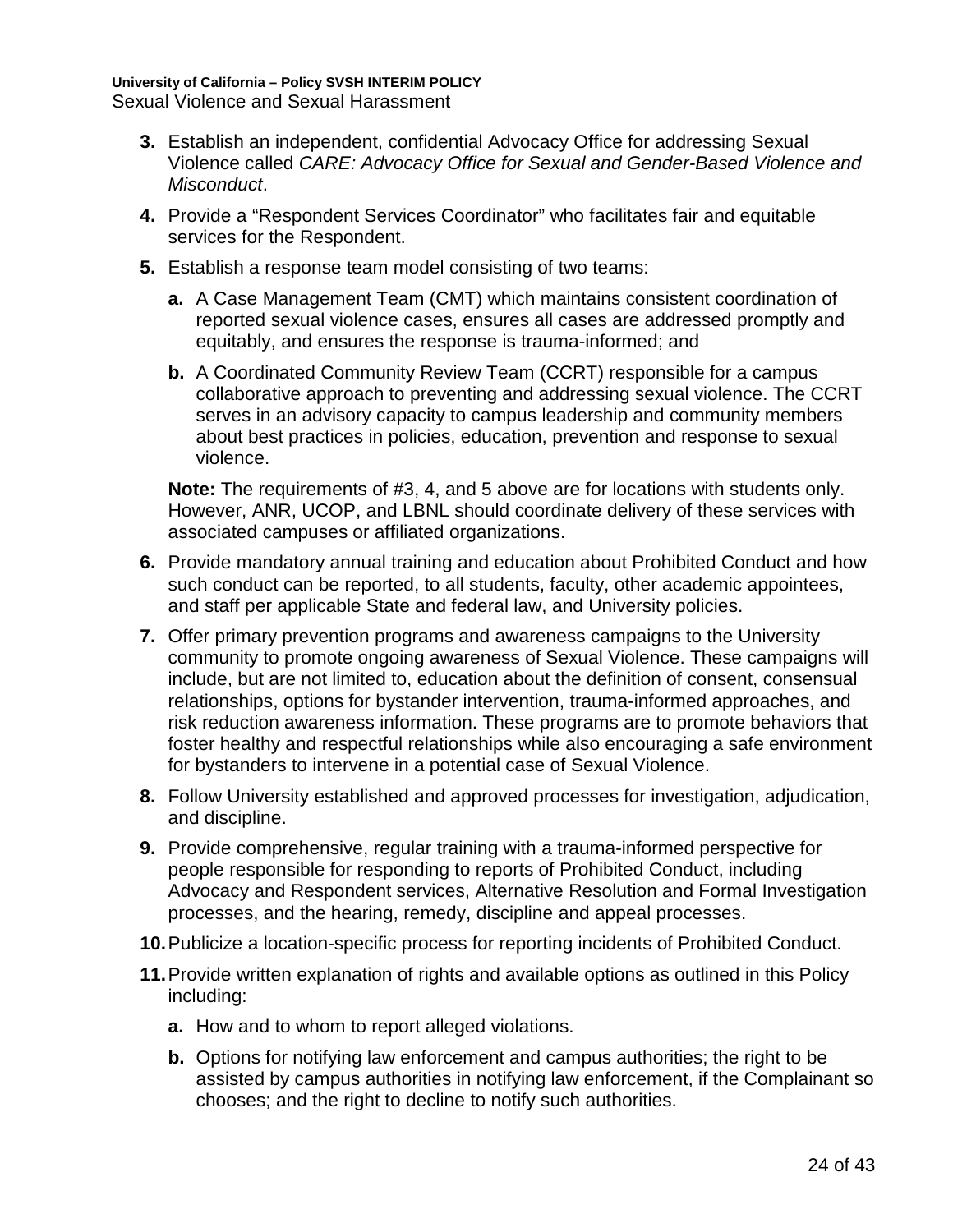3. Establish an independent, confidential Advocacy Office for addressing Sexual Violence called *CARE: Advocacy Office for Sexual and Gender-Based Violence and Misconduct*.

4. Provide a "Respondent Services Coordinator" who facilitates fair and equitable services for the Respondent.

5. Establish a response team model consisting of two teams:

   a. A Case Management Team (CMT) which maintains consistent coordination of reported sexual violence cases, ensures all cases are addressed promptly and equitably, and ensures the response is trauma-informed; and

   b. A Coordinated Community Review Team (CCRT) responsible for a campus collaborative approach to preventing and addressing sexual violence. The CCRT serves in an advisory capacity to campus leadership and community members about best practices in policies, education, prevention and response to sexual violence.

   **Note:** The requirements of #3, 4, and 5 above are for locations with students only. However, ANR, UCOP, and LBNL should coordinate delivery of these services with associated campuses or affiliated organizations.

6. Provide mandatory annual training and education about Prohibited Conduct and how such conduct can be reported, to all students, faculty, other academic appointees, and staff per applicable State and federal law, and University policies.

7. Offer primary prevention programs and awareness campaigns to the University community to promote ongoing awareness of Sexual Violence. These campaigns will include, but are not limited to, education about the definition of consent, consensual relationships, options for bystander intervention, trauma-informed approaches, and risk reduction awareness information. These programs are to promote behaviors that foster healthy and respectful relationships while also encouraging a safe environment for bystanders to intervene in a potential case of Sexual Violence.

8. Follow University established and approved processes for investigation, adjudication, and discipline.

9. Provide comprehensive, regular training with a trauma-informed perspective for people responsible for responding to reports of Prohibited Conduct, including Advocacy and Respondent services, Alternative Resolution and Formal Investigation processes, and the hearing, remedy, discipline and appeal processes.

10. Publicize a location-specific process for reporting incidents of Prohibited Conduct.

11. Provide written explanation of rights and available options as outlined in this Policy including:

    a. How and to whom to report alleged violations.

    b. Options for notifying law enforcement and campus authorities; the right to be assisted by campus authorities in notifying law enforcement, if the Complainant so chooses; and the right to decline to notify such authorities.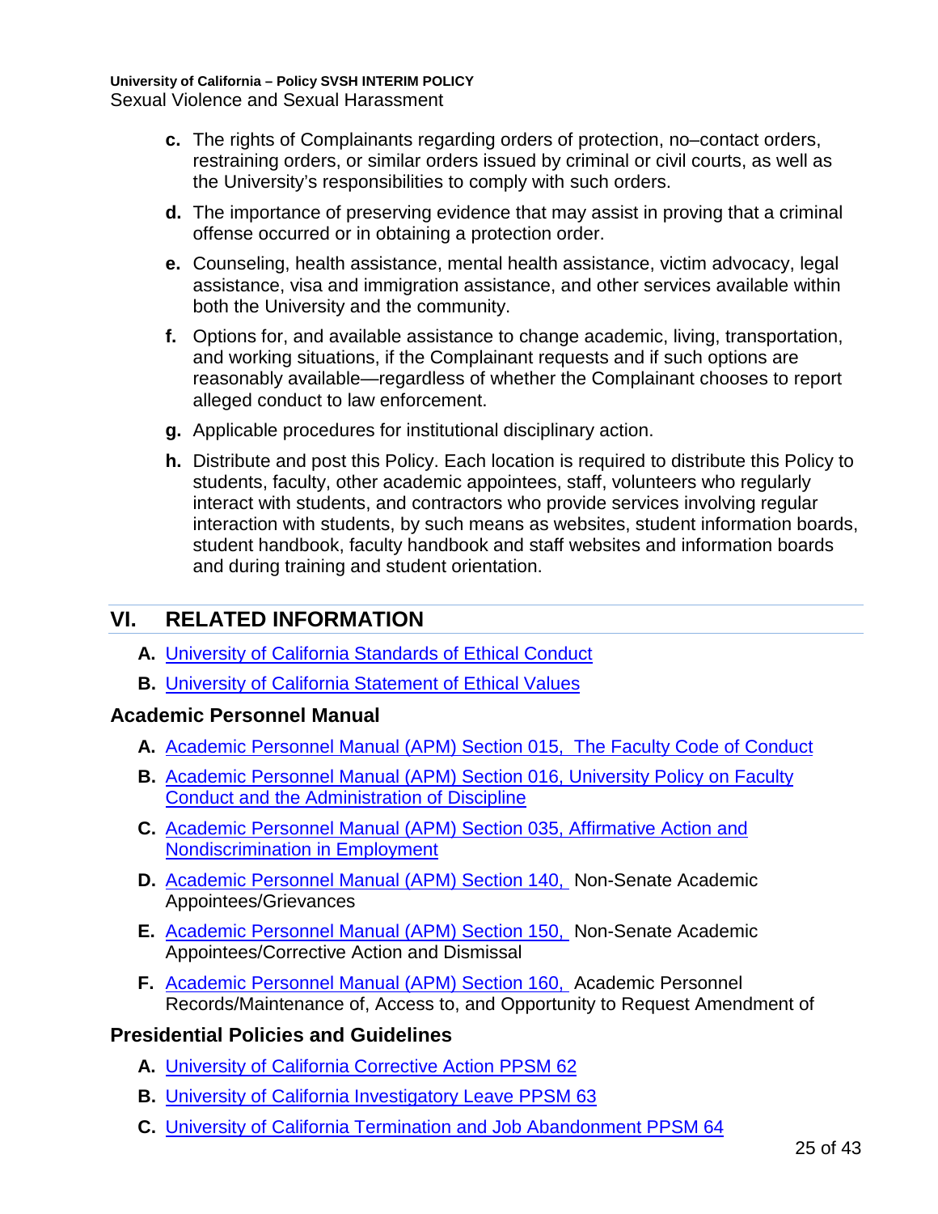c. The rights of Complainants regarding orders of protection, no–contact orders, restraining orders, or similar orders issued by criminal or civil courts, as well as the University's responsibilities to comply with such orders.

d. The importance of preserving evidence that may assist in proving that a criminal offense occurred or in obtaining a protection order.

e. Counseling, health assistance, mental health assistance, victim advocacy, legal assistance, visa and immigration assistance, and other services available within both the University and the community.

f. Options for, and available assistance to change academic, living, transportation, and working situations, if the Complainant requests and if such options are reasonably available—regardless of whether the Complainant chooses to report alleged conduct to law enforcement.

g. Applicable procedures for institutional disciplinary action.

h. Distribute and post this Policy. Each location is required to distribute this Policy to students, faculty, other academic appointees, staff, volunteers who regularly interact with students, and contractors who provide services involving regular interaction with students, by such means as websites, student information boards, student handbook, faculty handbook and staff websites and information boards and during training and student orientation.

## VI. RELATED INFORMATION

A. University of California Standards of Ethical Conduct

B. University of California Statement of Ethical Values

### Academic Personnel Manual

A. Academic Personnel Manual (APM) Section 015, The Faculty Code of Conduct

B. Academic Personnel Manual (APM) Section 016, University Policy on Faculty Conduct and the Administration of Discipline

C. Academic Personnel Manual (APM) Section 035, Affirmative Action and Nondiscrimination in Employment

D. Academic Personnel Manual (APM) Section 140, Non-Senate Academic Appointees/Grievances

E. Academic Personnel Manual (APM) Section 150, Non-Senate Academic Appointees/Corrective Action and Dismissal

F. Academic Personnel Manual (APM) Section 160, Academic Personnel Records/Maintenance of, Access to, and Opportunity to Request Amendment of

### Presidential Policies and Guidelines

A. University of California Corrective Action PPSM 62

B. University of California Investigatory Leave PPSM 63

C. University of California Termination and Job Abandonment PPSM 64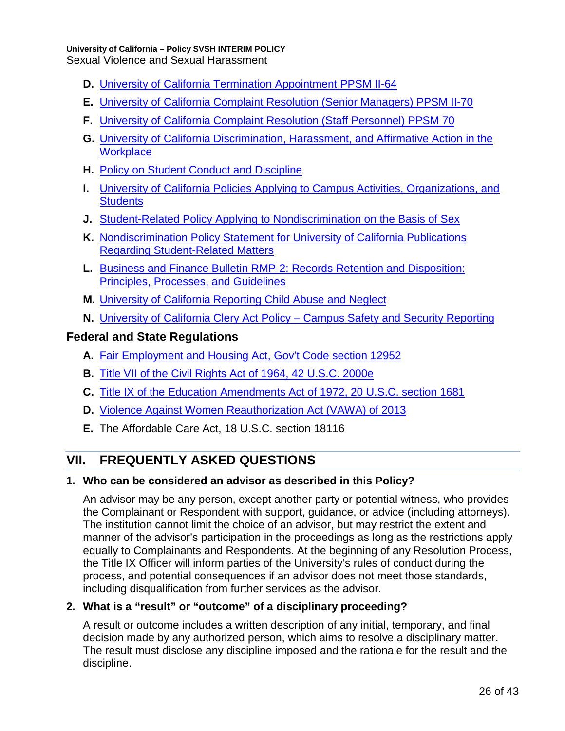- **D.** University of California Termination Appointment PPSM II-64
- **E.** University of California Complaint Resolution (Senior Managers) PPSM II-70
- **F.** University of California Complaint Resolution (Staff Personnel) PPSM 70
- **G.** University of California Discrimination, Harassment, and Affirmative Action in the Workplace
- **H.** Policy on Student Conduct and Discipline
- **I.** University of California Policies Applying to Campus Activities, Organizations, and Students
- **J.** Student-Related Policy Applying to Nondiscrimination on the Basis of Sex
- **K.** Nondiscrimination Policy Statement for University of California Publications Regarding Student-Related Matters
- **L.** Business and Finance Bulletin RMP-2: Records Retention and Disposition: Principles, Processes, and Guidelines
- **M.** University of California Reporting Child Abuse and Neglect
- **N.** University of California Clery Act Policy – Campus Safety and Security Reporting

### Federal and State Regulations

- **A.** Fair Employment and Housing Act, Gov't Code section 12952
- **B.** Title VII of the Civil Rights Act of 1964, 42 U.S.C. 2000e
- **C.** Title IX of the Education Amendments Act of 1972, 20 U.S.C. section 1681
- **D.** Violence Against Women Reauthorization Act (VAWA) of 2013
- **E.** The Affordable Care Act, 18 U.S.C. section 18116

## VII. FREQUENTLY ASKED QUESTIONS

**1. Who can be considered an advisor as described in this Policy?**

An advisor may be any person, except another party or potential witness, who provides the Complainant or Respondent with support, guidance, or advice (including attorneys). The institution cannot limit the choice of an advisor, but may restrict the extent and manner of the advisor's participation in the proceedings as long as the restrictions apply equally to Complainants and Respondents. At the beginning of any Resolution Process, the Title IX Officer will inform parties of the University's rules of conduct during the process, and potential consequences if an advisor does not meet those standards, including disqualification from further services as the advisor.

**2. What is a "result" or "outcome" of a disciplinary proceeding?**

A result or outcome includes a written description of any initial, temporary, and final decision made by any authorized person, which aims to resolve a disciplinary matter. The result must disclose any discipline imposed and the rationale for the result and the discipline.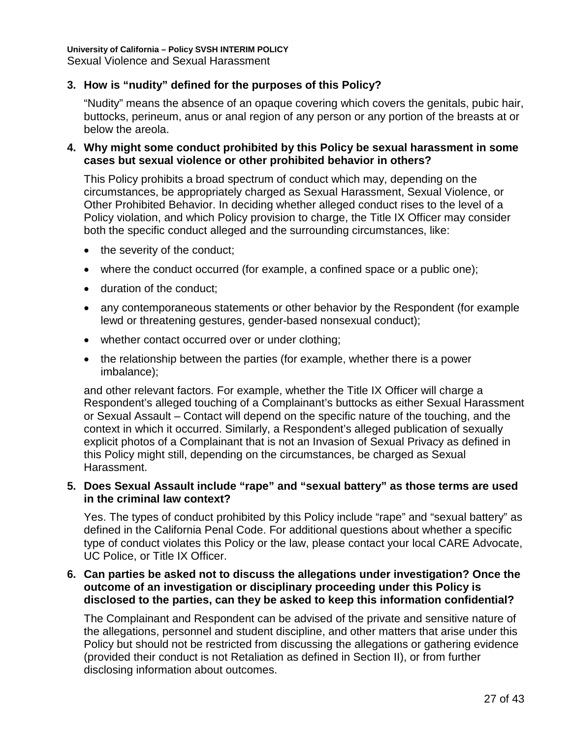**3. How is "nudity" defined for the purposes of this Policy?**

"Nudity" means the absence of an opaque covering which covers the genitals, pubic hair, buttocks, perineum, anus or anal region of any person or any portion of the breasts at or below the areola.

**4. Why might some conduct prohibited by this Policy be sexual harassment in some cases but sexual violence or other prohibited behavior in others?**

This Policy prohibits a broad spectrum of conduct which may, depending on the circumstances, be appropriately charged as Sexual Harassment, Sexual Violence, or Other Prohibited Behavior. In deciding whether alleged conduct rises to the level of a Policy violation, and which Policy provision to charge, the Title IX Officer may consider both the specific conduct alleged and the surrounding circumstances, like:

- the severity of the conduct;
- where the conduct occurred (for example, a confined space or a public one);
- duration of the conduct;
- any contemporaneous statements or other behavior by the Respondent (for example lewd or threatening gestures, gender-based nonsexual conduct);
- whether contact occurred over or under clothing;
- the relationship between the parties (for example, whether there is a power imbalance);

and other relevant factors. For example, whether the Title IX Officer will charge a Respondent's alleged touching of a Complainant's buttocks as either Sexual Harassment or Sexual Assault – Contact will depend on the specific nature of the touching, and the context in which it occurred. Similarly, a Respondent's alleged publication of sexually explicit photos of a Complainant that is not an Invasion of Sexual Privacy as defined in this Policy might still, depending on the circumstances, be charged as Sexual Harassment.

**5. Does Sexual Assault include "rape" and "sexual battery" as those terms are used in the criminal law context?**

Yes. The types of conduct prohibited by this Policy include "rape" and "sexual battery" as defined in the California Penal Code. For additional questions about whether a specific type of conduct violates this Policy or the law, please contact your local CARE Advocate, UC Police, or Title IX Officer.

**6. Can parties be asked not to discuss the allegations under investigation? Once the outcome of an investigation or disciplinary proceeding under this Policy is disclosed to the parties, can they be asked to keep this information confidential?**

The Complainant and Respondent can be advised of the private and sensitive nature of the allegations, personnel and student discipline, and other matters that arise under this Policy but should not be restricted from discussing the allegations or gathering evidence (provided their conduct is not Retaliation as defined in Section II), or from further disclosing information about outcomes.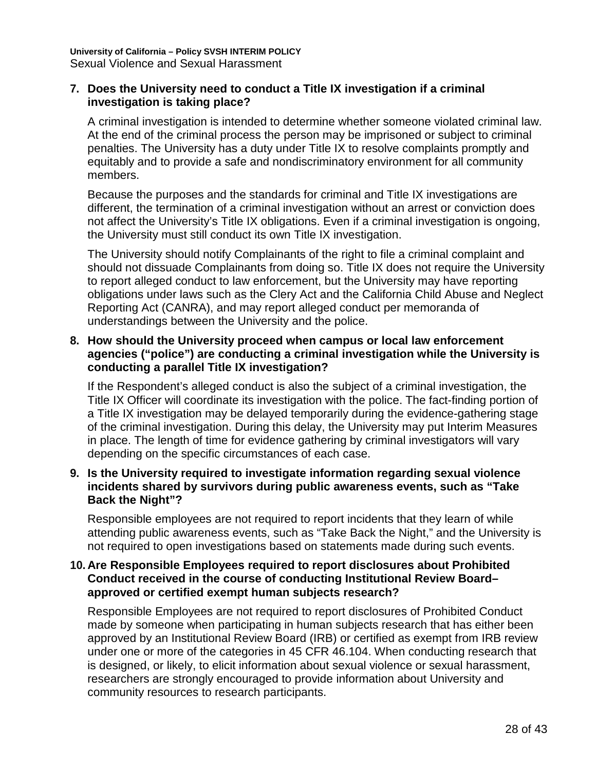**7. Does the University need to conduct a Title IX investigation if a criminal investigation is taking place?**

A criminal investigation is intended to determine whether someone violated criminal law. At the end of the criminal process the person may be imprisoned or subject to criminal penalties. The University has a duty under Title IX to resolve complaints promptly and equitably and to provide a safe and nondiscriminatory environment for all community members.

Because the purposes and the standards for criminal and Title IX investigations are different, the termination of a criminal investigation without an arrest or conviction does not affect the University's Title IX obligations. Even if a criminal investigation is ongoing, the University must still conduct its own Title IX investigation.

The University should notify Complainants of the right to file a criminal complaint and should not dissuade Complainants from doing so. Title IX does not require the University to report alleged conduct to law enforcement, but the University may have reporting obligations under laws such as the Clery Act and the California Child Abuse and Neglect Reporting Act (CANRA), and may report alleged conduct per memoranda of understandings between the University and the police.

**8. How should the University proceed when campus or local law enforcement agencies ("police") are conducting a criminal investigation while the University is conducting a parallel Title IX investigation?**

If the Respondent's alleged conduct is also the subject of a criminal investigation, the Title IX Officer will coordinate its investigation with the police. The fact-finding portion of a Title IX investigation may be delayed temporarily during the evidence-gathering stage of the criminal investigation. During this delay, the University may put Interim Measures in place. The length of time for evidence gathering by criminal investigators will vary depending on the specific circumstances of each case.

**9. Is the University required to investigate information regarding sexual violence incidents shared by survivors during public awareness events, such as "Take Back the Night"?**

Responsible employees are not required to report incidents that they learn of while attending public awareness events, such as "Take Back the Night," and the University is not required to open investigations based on statements made during such events.

**10. Are Responsible Employees required to report disclosures about Prohibited Conduct received in the course of conducting Institutional Review Board–approved or certified exempt human subjects research?**

Responsible Employees are not required to report disclosures of Prohibited Conduct made by someone when participating in human subjects research that has either been approved by an Institutional Review Board (IRB) or certified as exempt from IRB review under one or more of the categories in 45 CFR 46.104. When conducting research that is designed, or likely, to elicit information about sexual violence or sexual harassment, researchers are strongly encouraged to provide information about University and community resources to research participants.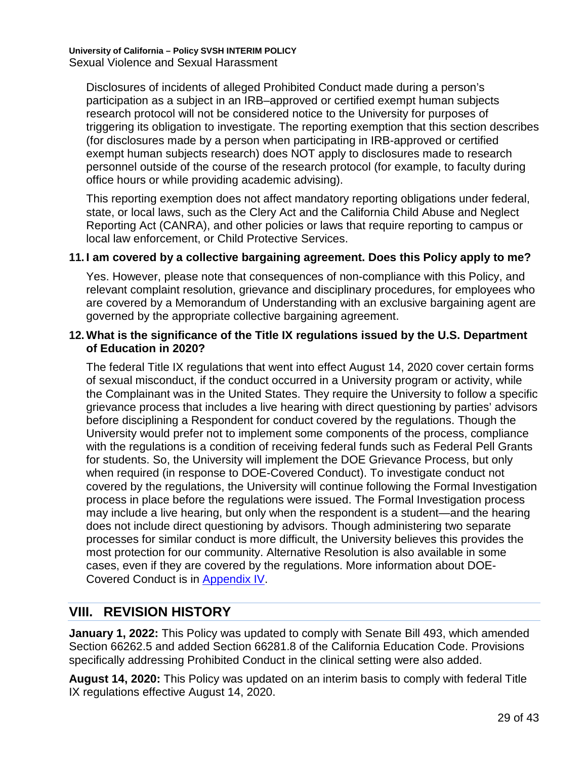Disclosures of incidents of alleged Prohibited Conduct made during a person's participation as a subject in an IRB–approved or certified exempt human subjects research protocol will not be considered notice to the University for purposes of triggering its obligation to investigate. The reporting exemption that this section describes (for disclosures made by a person when participating in IRB-approved or certified exempt human subjects research) does NOT apply to disclosures made to research personnel outside of the course of the research protocol (for example, to faculty during office hours or while providing academic advising).

This reporting exemption does not affect mandatory reporting obligations under federal, state, or local laws, such as the Clery Act and the California Child Abuse and Neglect Reporting Act (CANRA), and other policies or laws that require reporting to campus or local law enforcement, or Child Protective Services.

**11. I am covered by a collective bargaining agreement. Does this Policy apply to me?**

Yes. However, please note that consequences of non-compliance with this Policy, and relevant complaint resolution, grievance and disciplinary procedures, for employees who are covered by a Memorandum of Understanding with an exclusive bargaining agent are governed by the appropriate collective bargaining agreement.

**12. What is the significance of the Title IX regulations issued by the U.S. Department of Education in 2020?**

The federal Title IX regulations that went into effect August 14, 2020 cover certain forms of sexual misconduct, if the conduct occurred in a University program or activity, while the Complainant was in the United States. They require the University to follow a specific grievance process that includes a live hearing with direct questioning by parties' advisors before disciplining a Respondent for conduct covered by the regulations. Though the University would prefer not to implement some components of the process, compliance with the regulations is a condition of receiving federal funds such as Federal Pell Grants for students. So, the University will implement the DOE Grievance Process, but only when required (in response to DOE-Covered Conduct). To investigate conduct not covered by the regulations, the University will continue following the Formal Investigation process in place before the regulations were issued. The Formal Investigation process may include a live hearing, but only when the respondent is a student—and the hearing does not include direct questioning by advisors. Though administering two separate processes for similar conduct is more difficult, the University believes this provides the most protection for our community. Alternative Resolution is also available in some cases, even if they are covered by the regulations. More information about DOE-Covered Conduct is in Appendix IV.

## VIII. REVISION HISTORY

**January 1, 2022:** This Policy was updated to comply with Senate Bill 493, which amended Section 66262.5 and added Section 66281.8 of the California Education Code. Provisions specifically addressing Prohibited Conduct in the clinical setting were also added.

**August 14, 2020:** This Policy was updated on an interim basis to comply with federal Title IX regulations effective August 14, 2020.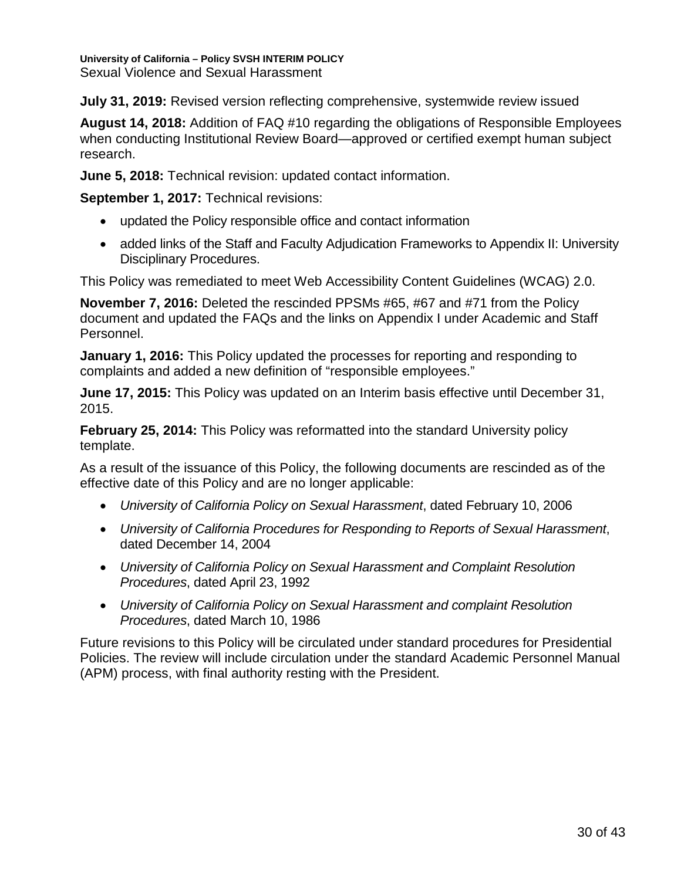**July 31, 2019:** Revised version reflecting comprehensive, systemwide review issued

**August 14, 2018:** Addition of FAQ #10 regarding the obligations of Responsible Employees when conducting Institutional Review Board—approved or certified exempt human subject research.

**June 5, 2018:** Technical revision: updated contact information.

**September 1, 2017:** Technical revisions:

- updated the Policy responsible office and contact information
- added links of the Staff and Faculty Adjudication Frameworks to Appendix II: University Disciplinary Procedures.

This Policy was remediated to meet Web Accessibility Content Guidelines (WCAG) 2.0.

**November 7, 2016:** Deleted the rescinded PPSMs #65, #67 and #71 from the Policy document and updated the FAQs and the links on Appendix I under Academic and Staff Personnel.

**January 1, 2016:** This Policy updated the processes for reporting and responding to complaints and added a new definition of "responsible employees."

**June 17, 2015:** This Policy was updated on an Interim basis effective until December 31, 2015.

**February 25, 2014:** This Policy was reformatted into the standard University policy template.

As a result of the issuance of this Policy, the following documents are rescinded as of the effective date of this Policy and are no longer applicable:

- *University of California Policy on Sexual Harassment*, dated February 10, 2006
- *University of California Procedures for Responding to Reports of Sexual Harassment*, dated December 14, 2004
- *University of California Policy on Sexual Harassment and Complaint Resolution Procedures*, dated April 23, 1992
- *University of California Policy on Sexual Harassment and complaint Resolution Procedures*, dated March 10, 1986

Future revisions to this Policy will be circulated under standard procedures for Presidential Policies. The review will include circulation under the standard Academic Personnel Manual (APM) process, with final authority resting with the President.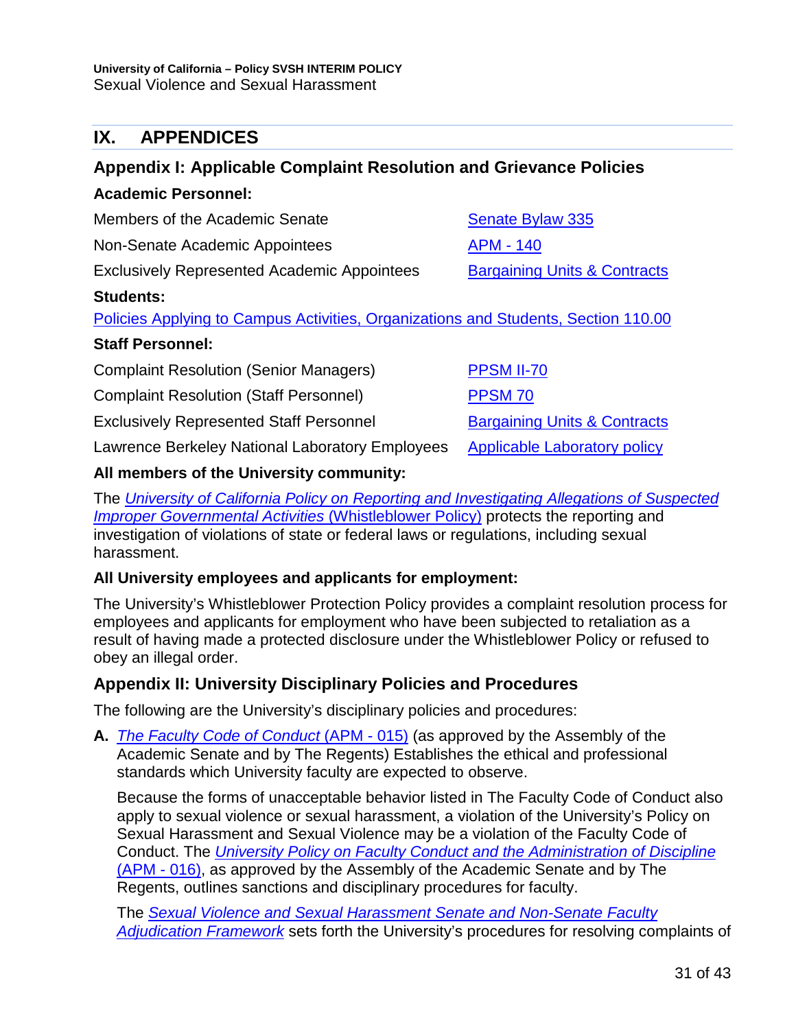## IX. APPENDICES

### Appendix I: Applicable Complaint Resolution and Grievance Policies

**Academic Personnel:**

| | |
|---|---|
| Members of the Academic Senate | Senate Bylaw 335 |
| Non-Senate Academic Appointees | APM - 140 |
| Exclusively Represented Academic Appointees | Bargaining Units & Contracts |

**Students:**

Policies Applying to Campus Activities, Organizations and Students, Section 110.00

**Staff Personnel:**

| | |
|---|---|
| Complaint Resolution (Senior Managers) | PPSM II-70 |
| Complaint Resolution (Staff Personnel) | PPSM 70 |
| Exclusively Represented Staff Personnel | Bargaining Units & Contracts |
| Lawrence Berkeley National Laboratory Employees | Applicable Laboratory policy |

**All members of the University community:**

The *University of California Policy on Reporting and Investigating Allegations of Suspected Improper Governmental Activities* (Whistleblower Policy) protects the reporting and investigation of violations of state or federal laws or regulations, including sexual harassment.

**All University employees and applicants for employment:**

The University's Whistleblower Protection Policy provides a complaint resolution process for employees and applicants for employment who have been subjected to retaliation as a result of having made a protected disclosure under the Whistleblower Policy or refused to obey an illegal order.

### Appendix II: University Disciplinary Policies and Procedures

The following are the University's disciplinary policies and procedures:

**A.** *The Faculty Code of Conduct* (APM - 015) (as approved by the Assembly of the Academic Senate and by The Regents) Establishes the ethical and professional standards which University faculty are expected to observe.

Because the forms of unacceptable behavior listed in The Faculty Code of Conduct also apply to sexual violence or sexual harassment, a violation of the University's Policy on Sexual Harassment and Sexual Violence may be a violation of the Faculty Code of Conduct. The *University Policy on Faculty Conduct and the Administration of Discipline* (APM - 016), as approved by the Assembly of the Academic Senate and by The Regents, outlines sanctions and disciplinary procedures for faculty.

The *Sexual Violence and Sexual Harassment Senate and Non-Senate Faculty Adjudication Framework* sets forth the University's procedures for resolving complaints of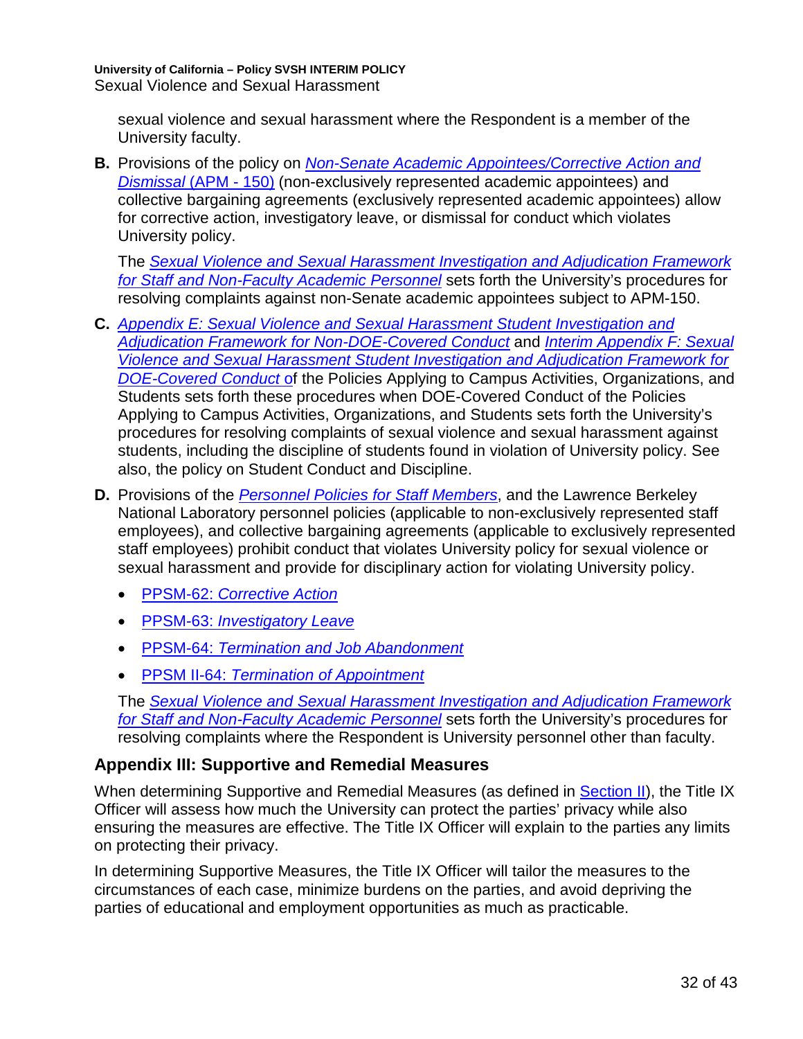sexual violence and sexual harassment where the Respondent is a member of the University faculty.

**B.** Provisions of the policy on *Non-Senate Academic Appointees/Corrective Action and Dismissal* (APM - 150) (non-exclusively represented academic appointees) and collective bargaining agreements (exclusively represented academic appointees) allow for corrective action, investigatory leave, or dismissal for conduct which violates University policy.

The *Sexual Violence and Sexual Harassment Investigation and Adjudication Framework for Staff and Non-Faculty Academic Personnel* sets forth the University's procedures for resolving complaints against non-Senate academic appointees subject to APM-150.

**C.** *Appendix E: Sexual Violence and Sexual Harassment Student Investigation and Adjudication Framework for Non-DOE-Covered Conduct* and *Interim Appendix F: Sexual Violence and Sexual Harassment Student Investigation and Adjudication Framework for DOE-Covered Conduct* of the Policies Applying to Campus Activities, Organizations, and Students sets forth these procedures when DOE-Covered Conduct of the Policies Applying to Campus Activities, Organizations, and Students sets forth the University's procedures for resolving complaints of sexual violence and sexual harassment against students, including the discipline of students found in violation of University policy. See also, the policy on Student Conduct and Discipline.

**D.** Provisions of the *Personnel Policies for Staff Members*, and the Lawrence Berkeley National Laboratory personnel policies (applicable to non-exclusively represented staff employees), and collective bargaining agreements (applicable to exclusively represented staff employees) prohibit conduct that violates University policy for sexual violence or sexual harassment and provide for disciplinary action for violating University policy.

- PPSM-62: *Corrective Action*
- PPSM-63: *Investigatory Leave*
- PPSM-64: *Termination and Job Abandonment*
- PPSM II-64: *Termination of Appointment*

The *Sexual Violence and Sexual Harassment Investigation and Adjudication Framework for Staff and Non-Faculty Academic Personnel* sets forth the University's procedures for resolving complaints where the Respondent is University personnel other than faculty.

## Appendix III: Supportive and Remedial Measures

When determining Supportive and Remedial Measures (as defined in Section II), the Title IX Officer will assess how much the University can protect the parties' privacy while also ensuring the measures are effective. The Title IX Officer will explain to the parties any limits on protecting their privacy.

In determining Supportive Measures, the Title IX Officer will tailor the measures to the circumstances of each case, minimize burdens on the parties, and avoid depriving the parties of educational and employment opportunities as much as practicable.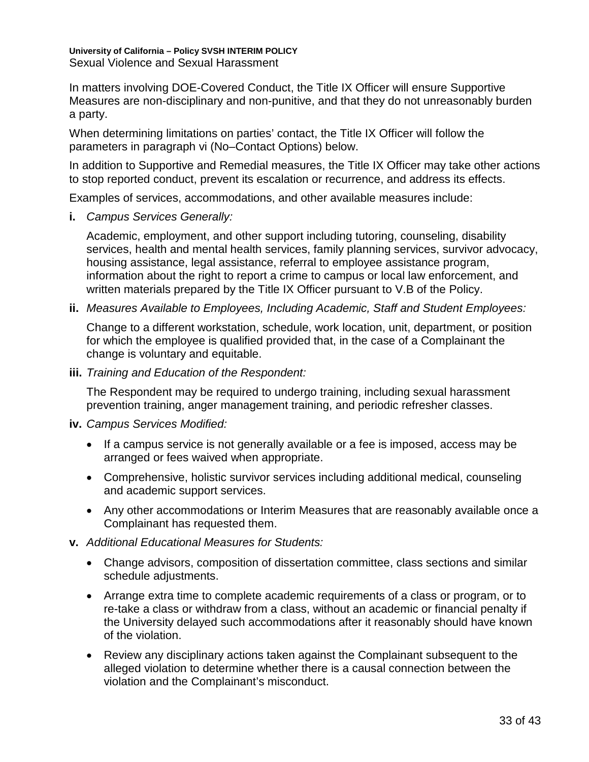In matters involving DOE-Covered Conduct, the Title IX Officer will ensure Supportive Measures are non-disciplinary and non-punitive, and that they do not unreasonably burden a party.

When determining limitations on parties' contact, the Title IX Officer will follow the parameters in paragraph vi (No–Contact Options) below.

In addition to Supportive and Remedial measures, the Title IX Officer may take other actions to stop reported conduct, prevent its escalation or recurrence, and address its effects.

Examples of services, accommodations, and other available measures include:

**i.** *Campus Services Generally:*

Academic, employment, and other support including tutoring, counseling, disability services, health and mental health services, family planning services, survivor advocacy, housing assistance, legal assistance, referral to employee assistance program, information about the right to report a crime to campus or local law enforcement, and written materials prepared by the Title IX Officer pursuant to V.B of the Policy.

**ii.** *Measures Available to Employees, Including Academic, Staff and Student Employees:*

Change to a different workstation, schedule, work location, unit, department, or position for which the employee is qualified provided that, in the case of a Complainant the change is voluntary and equitable.

**iii.** *Training and Education of the Respondent:*

The Respondent may be required to undergo training, including sexual harassment prevention training, anger management training, and periodic refresher classes.

**iv.** *Campus Services Modified:*

- If a campus service is not generally available or a fee is imposed, access may be arranged or fees waived when appropriate.
- Comprehensive, holistic survivor services including additional medical, counseling and academic support services.
- Any other accommodations or Interim Measures that are reasonably available once a Complainant has requested them.

**v.** *Additional Educational Measures for Students:*

- Change advisors, composition of dissertation committee, class sections and similar schedule adjustments.
- Arrange extra time to complete academic requirements of a class or program, or to re-take a class or withdraw from a class, without an academic or financial penalty if the University delayed such accommodations after it reasonably should have known of the violation.
- Review any disciplinary actions taken against the Complainant subsequent to the alleged violation to determine whether there is a causal connection between the violation and the Complainant's misconduct.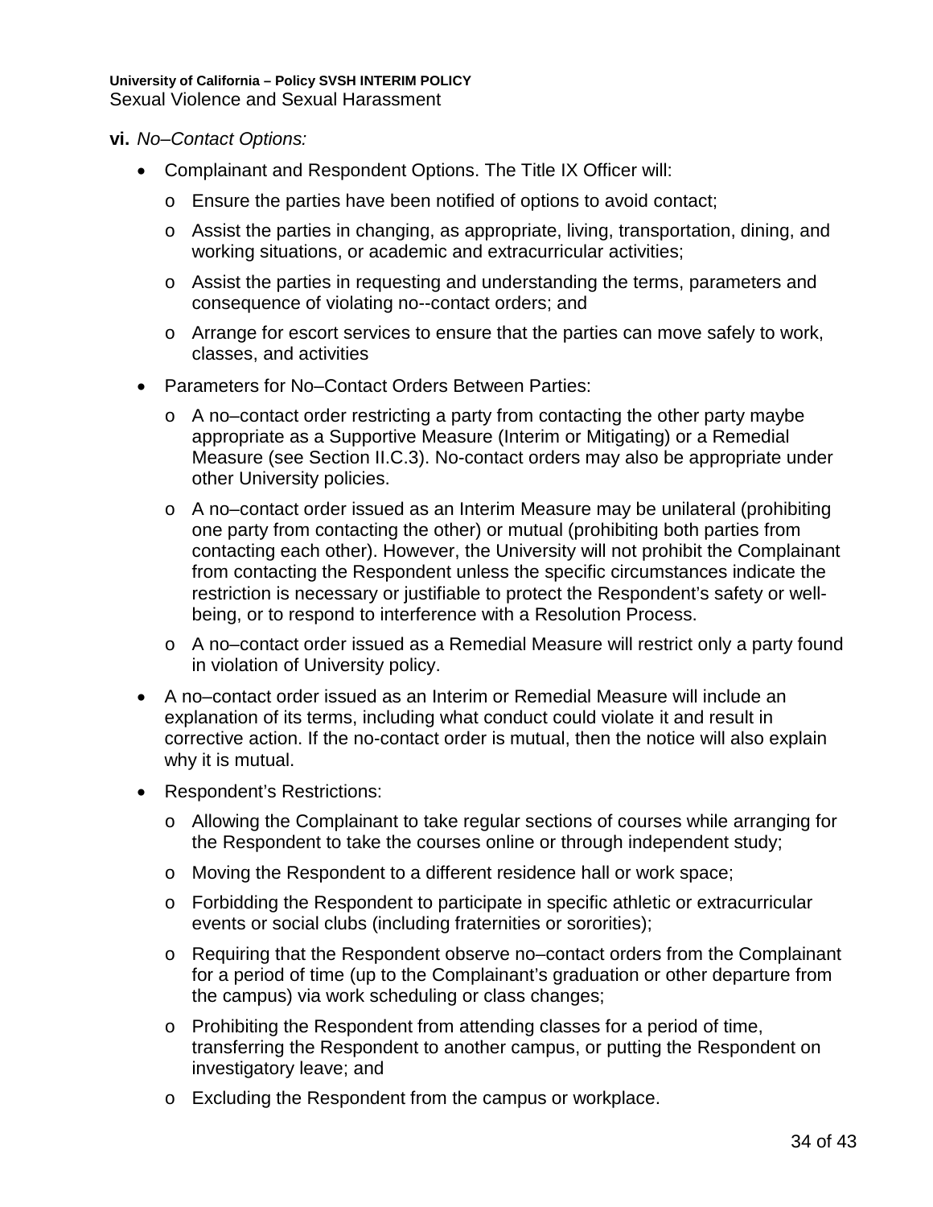**vi.** *No–Contact Options:*

- Complainant and Respondent Options. The Title IX Officer will:
  - Ensure the parties have been notified of options to avoid contact;
  - Assist the parties in changing, as appropriate, living, transportation, dining, and working situations, or academic and extracurricular activities;
  - Assist the parties in requesting and understanding the terms, parameters and consequence of violating no--contact orders; and
  - Arrange for escort services to ensure that the parties can move safely to work, classes, and activities
- Parameters for No–Contact Orders Between Parties:
  - A no–contact order restricting a party from contacting the other party maybe appropriate as a Supportive Measure (Interim or Mitigating) or a Remedial Measure (see Section II.C.3). No-contact orders may also be appropriate under other University policies.
  - A no–contact order issued as an Interim Measure may be unilateral (prohibiting one party from contacting the other) or mutual (prohibiting both parties from contacting each other). However, the University will not prohibit the Complainant from contacting the Respondent unless the specific circumstances indicate the restriction is necessary or justifiable to protect the Respondent's safety or well-being, or to respond to interference with a Resolution Process.
  - A no–contact order issued as a Remedial Measure will restrict only a party found in violation of University policy.
- A no–contact order issued as an Interim or Remedial Measure will include an explanation of its terms, including what conduct could violate it and result in corrective action. If the no-contact order is mutual, then the notice will also explain why it is mutual.
- Respondent's Restrictions:
  - Allowing the Complainant to take regular sections of courses while arranging for the Respondent to take the courses online or through independent study;
  - Moving the Respondent to a different residence hall or work space;
  - Forbidding the Respondent to participate in specific athletic or extracurricular events or social clubs (including fraternities or sororities);
  - Requiring that the Respondent observe no–contact orders from the Complainant for a period of time (up to the Complainant's graduation or other departure from the campus) via work scheduling or class changes;
  - Prohibiting the Respondent from attending classes for a period of time, transferring the Respondent to another campus, or putting the Respondent on investigatory leave; and
  - Excluding the Respondent from the campus or workplace.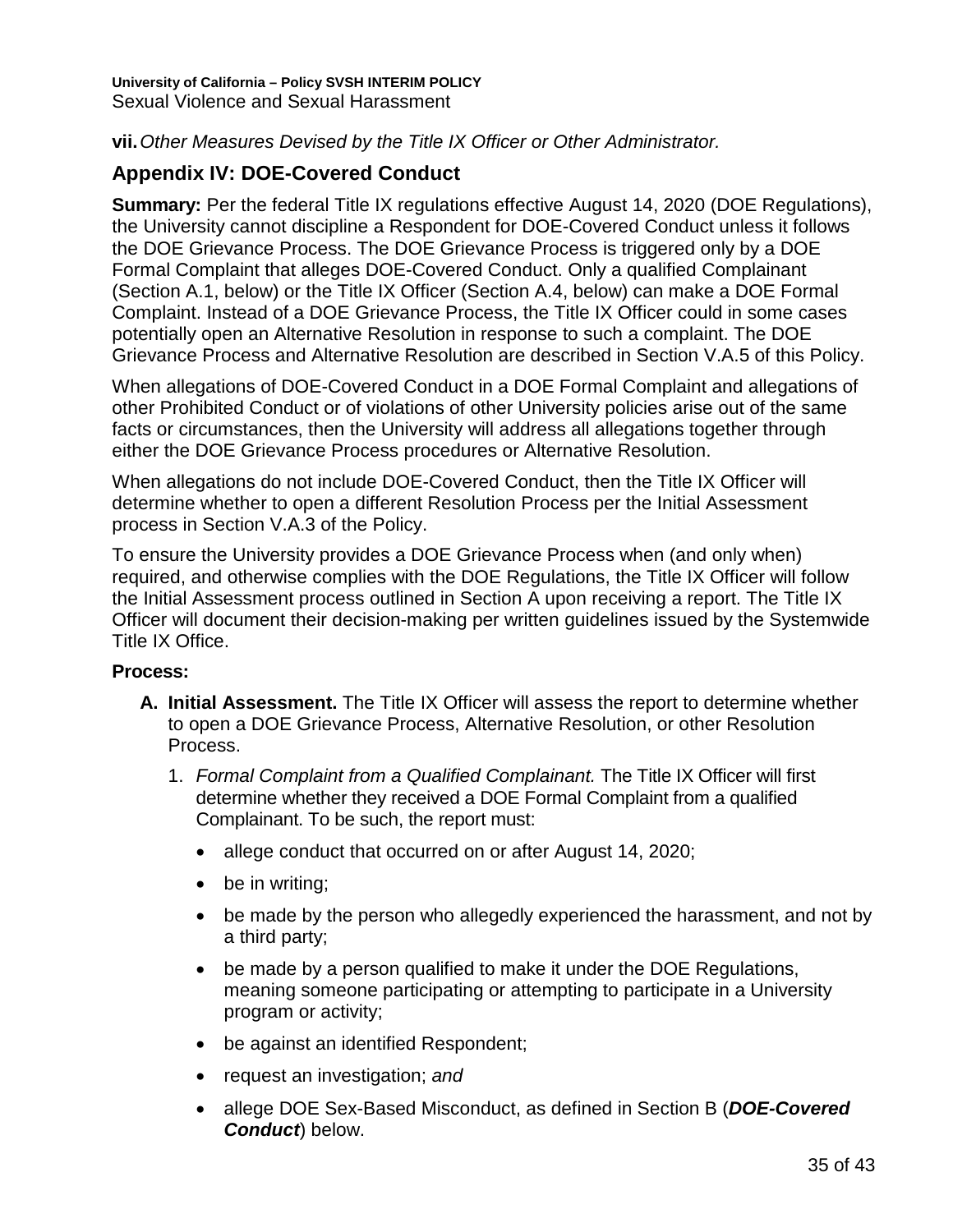**vii.** *Other Measures Devised by the Title IX Officer or Other Administrator.*

## Appendix IV: DOE-Covered Conduct

**Summary:** Per the federal Title IX regulations effective August 14, 2020 (DOE Regulations), the University cannot discipline a Respondent for DOE-Covered Conduct unless it follows the DOE Grievance Process. The DOE Grievance Process is triggered only by a DOE Formal Complaint that alleges DOE-Covered Conduct. Only a qualified Complainant (Section A.1, below) or the Title IX Officer (Section A.4, below) can make a DOE Formal Complaint. Instead of a DOE Grievance Process, the Title IX Officer could in some cases potentially open an Alternative Resolution in response to such a complaint. The DOE Grievance Process and Alternative Resolution are described in Section V.A.5 of this Policy.

When allegations of DOE-Covered Conduct in a DOE Formal Complaint and allegations of other Prohibited Conduct or of violations of other University policies arise out of the same facts or circumstances, then the University will address all allegations together through either the DOE Grievance Process procedures or Alternative Resolution.

When allegations do not include DOE-Covered Conduct, then the Title IX Officer will determine whether to open a different Resolution Process per the Initial Assessment process in Section V.A.3 of the Policy.

To ensure the University provides a DOE Grievance Process when (and only when) required, and otherwise complies with the DOE Regulations, the Title IX Officer will follow the Initial Assessment process outlined in Section A upon receiving a report. The Title IX Officer will document their decision-making per written guidelines issued by the Systemwide Title IX Office.

**Process:**

**A. Initial Assessment.** The Title IX Officer will assess the report to determine whether to open a DOE Grievance Process, Alternative Resolution, or other Resolution Process.

1. *Formal Complaint from a Qualified Complainant.* The Title IX Officer will first determine whether they received a DOE Formal Complaint from a qualified Complainant. To be such, the report must:
   - allege conduct that occurred on or after August 14, 2020;
   - be in writing;
   - be made by the person who allegedly experienced the harassment, and not by a third party;
   - be made by a person qualified to make it under the DOE Regulations, meaning someone participating or attempting to participate in a University program or activity;
   - be against an identified Respondent;
   - request an investigation; *and*
   - allege DOE Sex-Based Misconduct, as defined in Section B (***DOE-Covered Conduct***) below.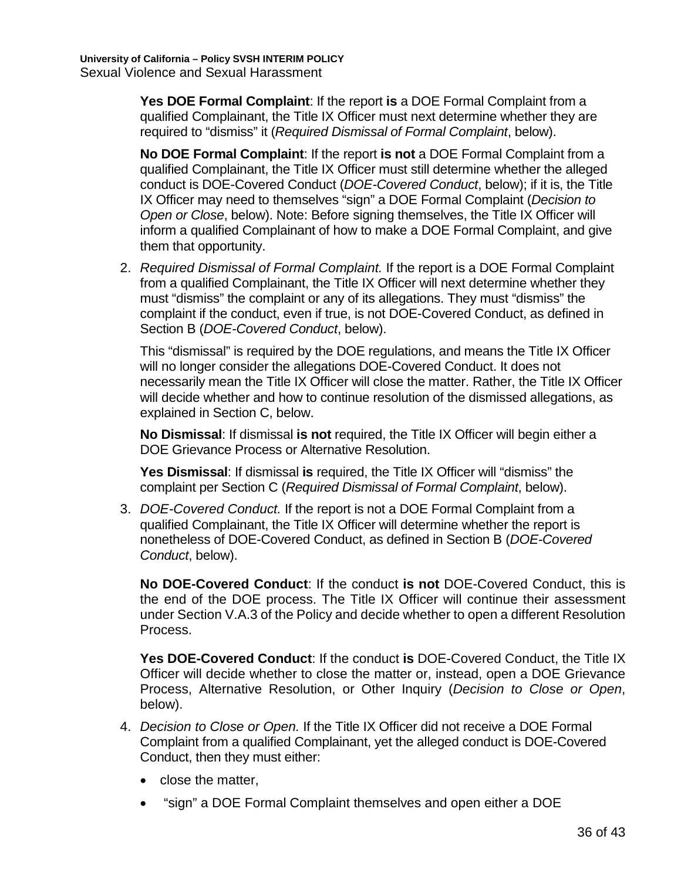**Yes DOE Formal Complaint**: If the report **is** a DOE Formal Complaint from a qualified Complainant, the Title IX Officer must next determine whether they are required to "dismiss" it (*Required Dismissal of Formal Complaint*, below).

**No DOE Formal Complaint**: If the report **is not** a DOE Formal Complaint from a qualified Complainant, the Title IX Officer must still determine whether the alleged conduct is DOE-Covered Conduct (*DOE-Covered Conduct*, below); if it is, the Title IX Officer may need to themselves "sign" a DOE Formal Complaint (*Decision to Open or Close*, below). Note: Before signing themselves, the Title IX Officer will inform a qualified Complainant of how to make a DOE Formal Complaint, and give them that opportunity.

2. *Required Dismissal of Formal Complaint.* If the report is a DOE Formal Complaint from a qualified Complainant, the Title IX Officer will next determine whether they must "dismiss" the complaint or any of its allegations. They must "dismiss" the complaint if the conduct, even if true, is not DOE-Covered Conduct, as defined in Section B (*DOE-Covered Conduct*, below).

   This "dismissal" is required by the DOE regulations, and means the Title IX Officer will no longer consider the allegations DOE-Covered Conduct. It does not necessarily mean the Title IX Officer will close the matter. Rather, the Title IX Officer will decide whether and how to continue resolution of the dismissed allegations, as explained in Section C, below.

   **No Dismissal**: If dismissal **is not** required, the Title IX Officer will begin either a DOE Grievance Process or Alternative Resolution.

   **Yes Dismissal**: If dismissal **is** required, the Title IX Officer will "dismiss" the complaint per Section C (*Required Dismissal of Formal Complaint*, below).

3. *DOE-Covered Conduct.* If the report is not a DOE Formal Complaint from a qualified Complainant, the Title IX Officer will determine whether the report is nonetheless of DOE-Covered Conduct, as defined in Section B (*DOE-Covered Conduct*, below).

   **No DOE-Covered Conduct**: If the conduct **is not** DOE-Covered Conduct, this is the end of the DOE process. The Title IX Officer will continue their assessment under Section V.A.3 of the Policy and decide whether to open a different Resolution Process.

   **Yes DOE-Covered Conduct**: If the conduct **is** DOE-Covered Conduct, the Title IX Officer will decide whether to close the matter or, instead, open a DOE Grievance Process, Alternative Resolution, or Other Inquiry (*Decision to Close or Open*, below).

4. *Decision to Close or Open.* If the Title IX Officer did not receive a DOE Formal Complaint from a qualified Complainant, yet the alleged conduct is DOE-Covered Conduct, then they must either:

   - close the matter,
   - "sign" a DOE Formal Complaint themselves and open either a DOE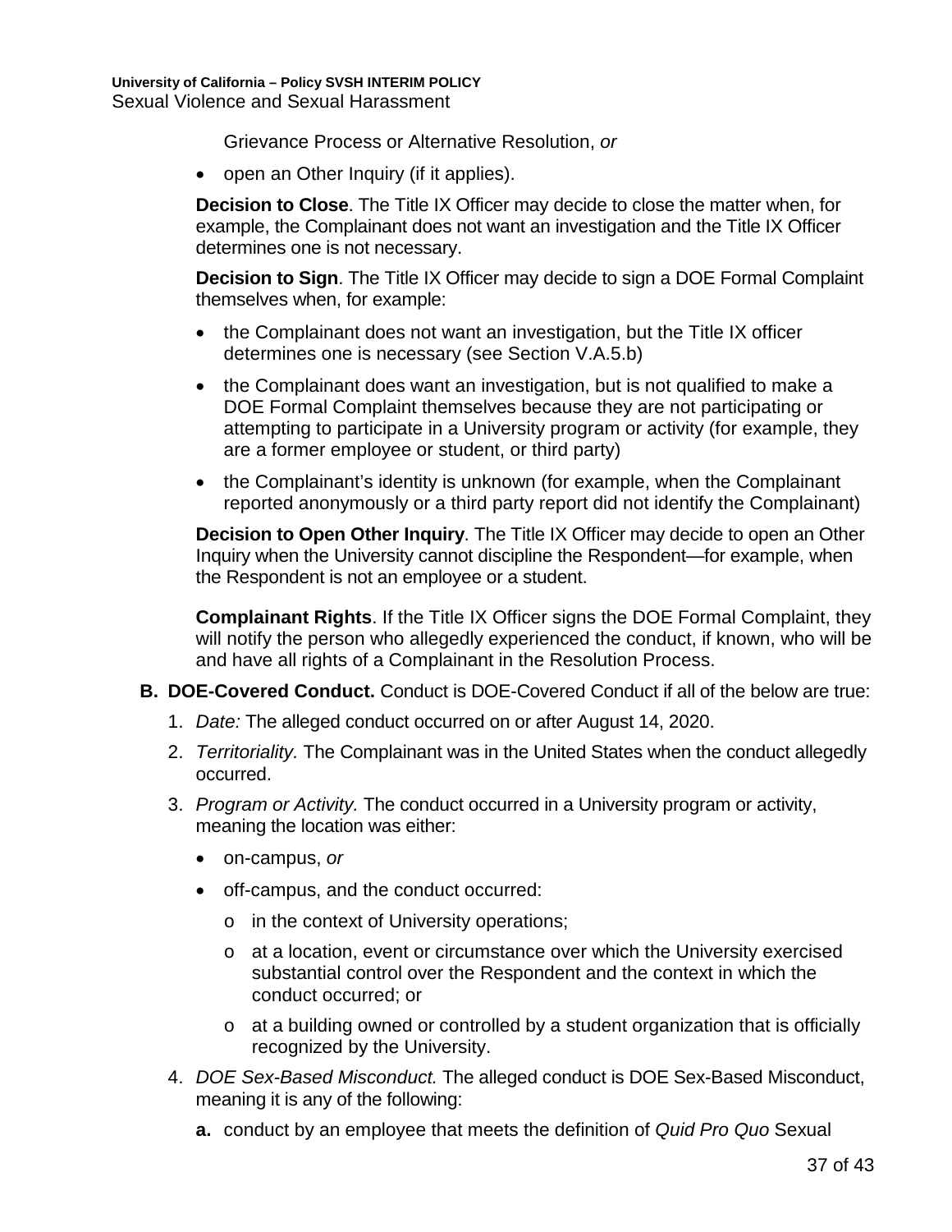Grievance Process or Alternative Resolution, *or*

- open an Other Inquiry (if it applies).

**Decision to Close**. The Title IX Officer may decide to close the matter when, for example, the Complainant does not want an investigation and the Title IX Officer determines one is not necessary.

**Decision to Sign**. The Title IX Officer may decide to sign a DOE Formal Complaint themselves when, for example:

- the Complainant does not want an investigation, but the Title IX officer determines one is necessary (see Section V.A.5.b)
- the Complainant does want an investigation, but is not qualified to make a DOE Formal Complaint themselves because they are not participating or attempting to participate in a University program or activity (for example, they are a former employee or student, or third party)
- the Complainant's identity is unknown (for example, when the Complainant reported anonymously or a third party report did not identify the Complainant)

**Decision to Open Other Inquiry**. The Title IX Officer may decide to open an Other Inquiry when the University cannot discipline the Respondent—for example, when the Respondent is not an employee or a student.

**Complainant Rights**. If the Title IX Officer signs the DOE Formal Complaint, they will notify the person who allegedly experienced the conduct, if known, who will be and have all rights of a Complainant in the Resolution Process.

**B. DOE-Covered Conduct.** Conduct is DOE-Covered Conduct if all of the below are true:

1. *Date:* The alleged conduct occurred on or after August 14, 2020.
2. *Territoriality.* The Complainant was in the United States when the conduct allegedly occurred.
3. *Program or Activity.* The conduct occurred in a University program or activity, meaning the location was either:
   - on-campus, *or*
   - off-campus, and the conduct occurred:
     - in the context of University operations;
     - at a location, event or circumstance over which the University exercised substantial control over the Respondent and the context in which the conduct occurred; or
     - at a building owned or controlled by a student organization that is officially recognized by the University.
4. *DOE Sex-Based Misconduct.* The alleged conduct is DOE Sex-Based Misconduct, meaning it is any of the following:

   **a.** conduct by an employee that meets the definition of *Quid Pro Quo* Sexual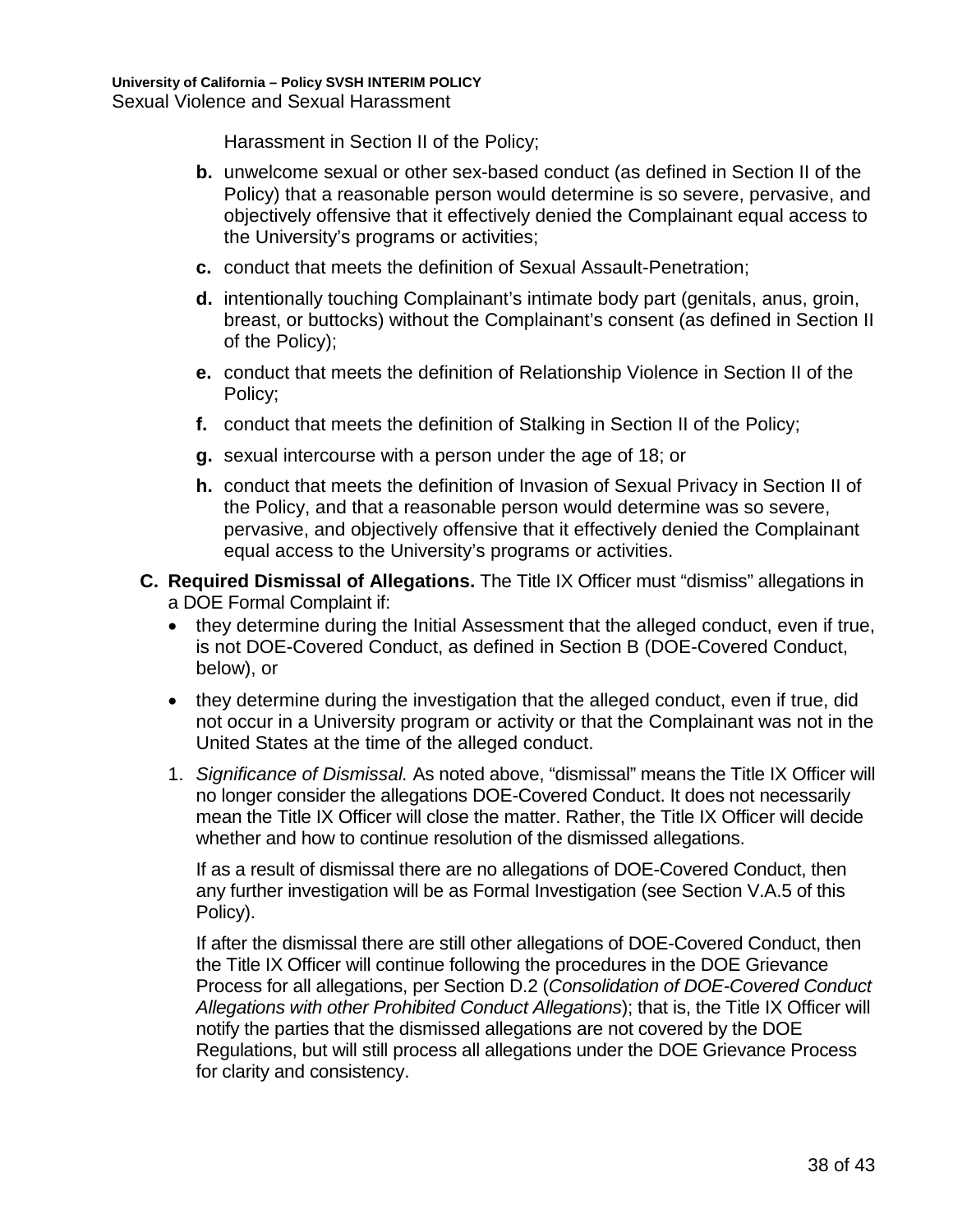Harassment in Section II of the Policy;

- **b.** unwelcome sexual or other sex-based conduct (as defined in Section II of the Policy) that a reasonable person would determine is so severe, pervasive, and objectively offensive that it effectively denied the Complainant equal access to the University's programs or activities;
- **c.** conduct that meets the definition of Sexual Assault-Penetration;
- **d.** intentionally touching Complainant's intimate body part (genitals, anus, groin, breast, or buttocks) without the Complainant's consent (as defined in Section II of the Policy);
- **e.** conduct that meets the definition of Relationship Violence in Section II of the Policy;
- **f.** conduct that meets the definition of Stalking in Section II of the Policy;
- **g.** sexual intercourse with a person under the age of 18; or
- **h.** conduct that meets the definition of Invasion of Sexual Privacy in Section II of the Policy, and that a reasonable person would determine was so severe, pervasive, and objectively offensive that it effectively denied the Complainant equal access to the University's programs or activities.

**C. Required Dismissal of Allegations.** The Title IX Officer must "dismiss" allegations in a DOE Formal Complaint if:

- they determine during the Initial Assessment that the alleged conduct, even if true, is not DOE-Covered Conduct, as defined in Section B (DOE-Covered Conduct, below), or
- they determine during the investigation that the alleged conduct, even if true, did not occur in a University program or activity or that the Complainant was not in the United States at the time of the alleged conduct.

1. *Significance of Dismissal.* As noted above, "dismissal" means the Title IX Officer will no longer consider the allegations DOE-Covered Conduct. It does not necessarily mean the Title IX Officer will close the matter. Rather, the Title IX Officer will decide whether and how to continue resolution of the dismissed allegations.

   If as a result of dismissal there are no allegations of DOE-Covered Conduct, then any further investigation will be as Formal Investigation (see Section V.A.5 of this Policy).

   If after the dismissal there are still other allegations of DOE-Covered Conduct, then the Title IX Officer will continue following the procedures in the DOE Grievance Process for all allegations, per Section D.2 (*Consolidation of DOE-Covered Conduct Allegations with other Prohibited Conduct Allegations*); that is, the Title IX Officer will notify the parties that the dismissed allegations are not covered by the DOE Regulations, but will still process all allegations under the DOE Grievance Process for clarity and consistency.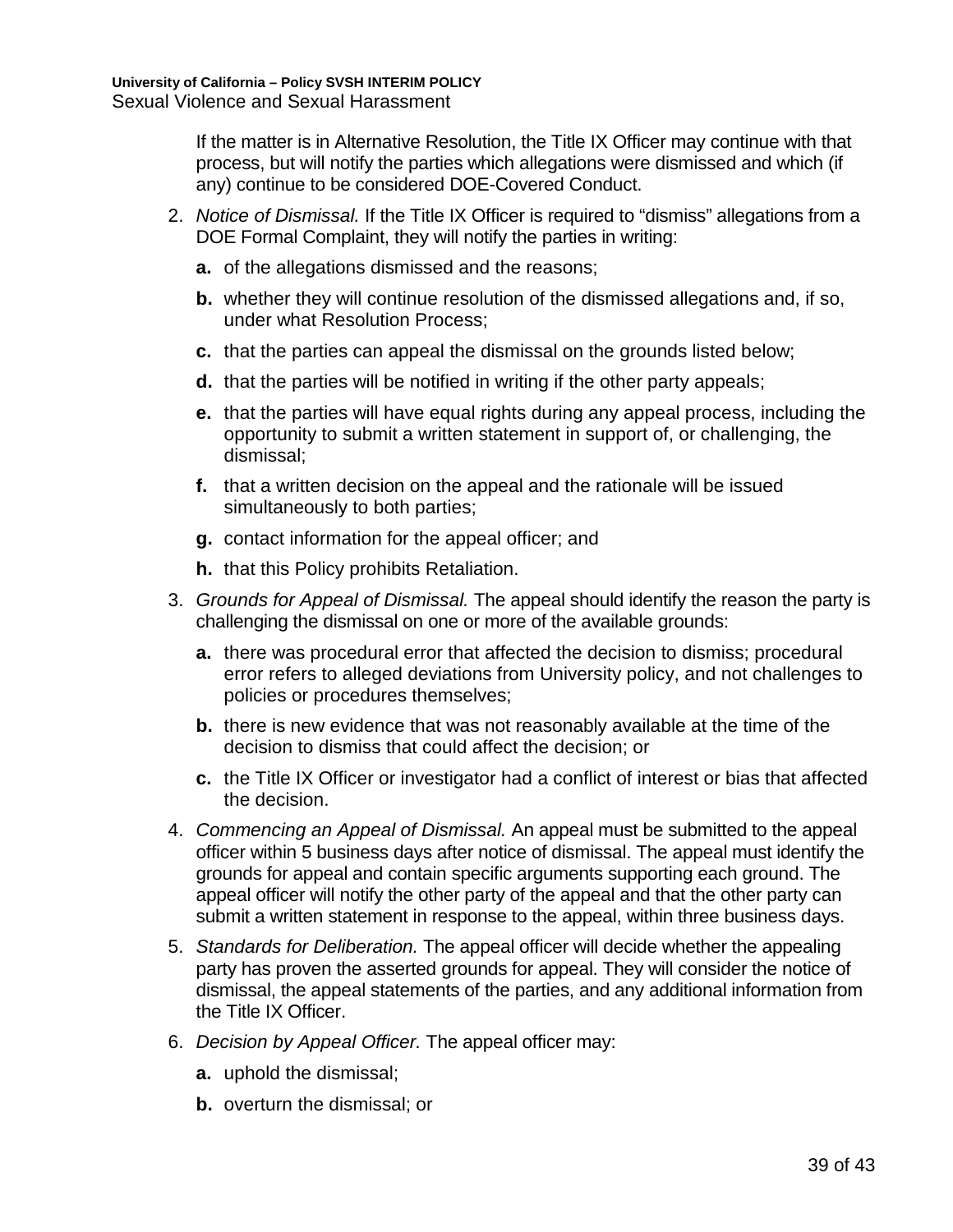If the matter is in Alternative Resolution, the Title IX Officer may continue with that process, but will notify the parties which allegations were dismissed and which (if any) continue to be considered DOE-Covered Conduct.

2. *Notice of Dismissal.* If the Title IX Officer is required to "dismiss" allegations from a DOE Formal Complaint, they will notify the parties in writing:
   - **a.** of the allegations dismissed and the reasons;
   - **b.** whether they will continue resolution of the dismissed allegations and, if so, under what Resolution Process;
   - **c.** that the parties can appeal the dismissal on the grounds listed below;
   - **d.** that the parties will be notified in writing if the other party appeals;
   - **e.** that the parties will have equal rights during any appeal process, including the opportunity to submit a written statement in support of, or challenging, the dismissal;
   - **f.** that a written decision on the appeal and the rationale will be issued simultaneously to both parties;
   - **g.** contact information for the appeal officer; and
   - **h.** that this Policy prohibits Retaliation.
3. *Grounds for Appeal of Dismissal.* The appeal should identify the reason the party is challenging the dismissal on one or more of the available grounds:
   - **a.** there was procedural error that affected the decision to dismiss; procedural error refers to alleged deviations from University policy, and not challenges to policies or procedures themselves;
   - **b.** there is new evidence that was not reasonably available at the time of the decision to dismiss that could affect the decision; or
   - **c.** the Title IX Officer or investigator had a conflict of interest or bias that affected the decision.
4. *Commencing an Appeal of Dismissal.* An appeal must be submitted to the appeal officer within 5 business days after notice of dismissal. The appeal must identify the grounds for appeal and contain specific arguments supporting each ground. The appeal officer will notify the other party of the appeal and that the other party can submit a written statement in response to the appeal, within three business days.
5. *Standards for Deliberation.* The appeal officer will decide whether the appealing party has proven the asserted grounds for appeal. They will consider the notice of dismissal, the appeal statements of the parties, and any additional information from the Title IX Officer.
6. *Decision by Appeal Officer.* The appeal officer may:
   - **a.** uphold the dismissal;
   - **b.** overturn the dismissal; or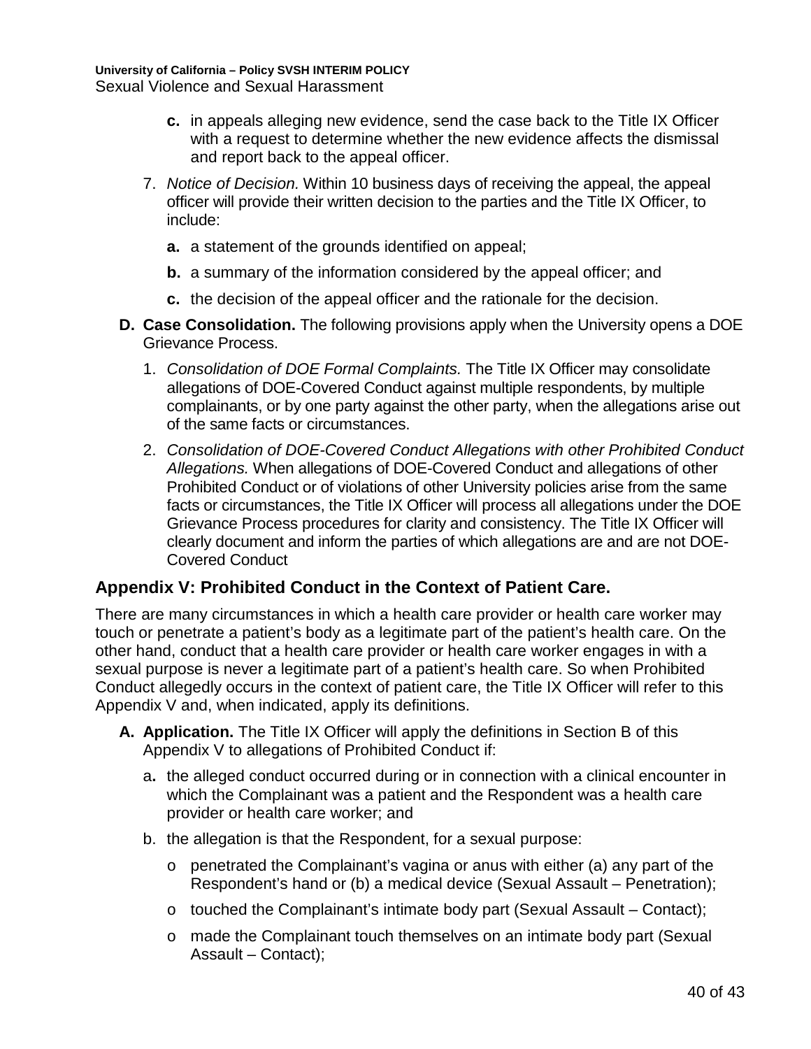- **c.** in appeals alleging new evidence, send the case back to the Title IX Officer with a request to determine whether the new evidence affects the dismissal and report back to the appeal officer.

7. *Notice of Decision.* Within 10 business days of receiving the appeal, the appeal officer will provide their written decision to the parties and the Title IX Officer, to include:
   - **a.** a statement of the grounds identified on appeal;
   - **b.** a summary of the information considered by the appeal officer; and
   - **c.** the decision of the appeal officer and the rationale for the decision.

**D. Case Consolidation.** The following provisions apply when the University opens a DOE Grievance Process.

1. *Consolidation of DOE Formal Complaints.* The Title IX Officer may consolidate allegations of DOE-Covered Conduct against multiple respondents, by multiple complainants, or by one party against the other party, when the allegations arise out of the same facts or circumstances.
2. *Consolidation of DOE-Covered Conduct Allegations with other Prohibited Conduct Allegations.* When allegations of DOE-Covered Conduct and allegations of other Prohibited Conduct or of violations of other University policies arise from the same facts or circumstances, the Title IX Officer will process all allegations under the DOE Grievance Process procedures for clarity and consistency. The Title IX Officer will clearly document and inform the parties of which allegations are and are not DOE-Covered Conduct

## Appendix V: Prohibited Conduct in the Context of Patient Care.

There are many circumstances in which a health care provider or health care worker may touch or penetrate a patient's body as a legitimate part of the patient's health care. On the other hand, conduct that a health care provider or health care worker engages in with a sexual purpose is never a legitimate part of a patient's health care. So when Prohibited Conduct allegedly occurs in the context of patient care, the Title IX Officer will refer to this Appendix V and, when indicated, apply its definitions.

**A. Application.** The Title IX Officer will apply the definitions in Section B of this Appendix V to allegations of Prohibited Conduct if:

- a**.** the alleged conduct occurred during or in connection with a clinical encounter in which the Complainant was a patient and the Respondent was a health care provider or health care worker; and
- b. the allegation is that the Respondent, for a sexual purpose:
  - o penetrated the Complainant's vagina or anus with either (a) any part of the Respondent's hand or (b) a medical device (Sexual Assault – Penetration);
  - o touched the Complainant's intimate body part (Sexual Assault – Contact);
  - o made the Complainant touch themselves on an intimate body part (Sexual Assault – Contact);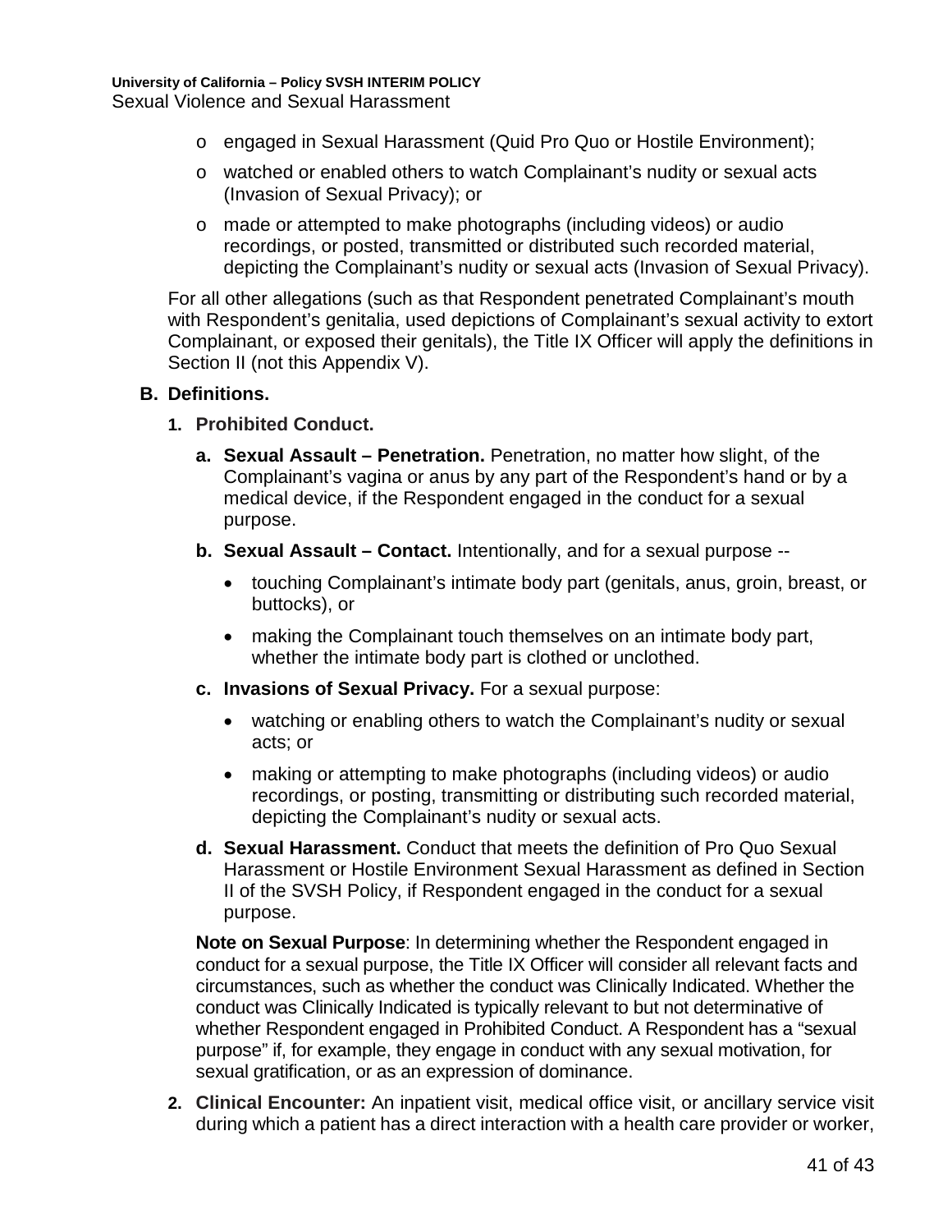- engaged in Sexual Harassment (Quid Pro Quo or Hostile Environment);
- watched or enabled others to watch Complainant's nudity or sexual acts (Invasion of Sexual Privacy); or
- made or attempted to make photographs (including videos) or audio recordings, or posted, transmitted or distributed such recorded material, depicting the Complainant's nudity or sexual acts (Invasion of Sexual Privacy).

For all other allegations (such as that Respondent penetrated Complainant's mouth with Respondent's genitalia, used depictions of Complainant's sexual activity to extort Complainant, or exposed their genitals), the Title IX Officer will apply the definitions in Section II (not this Appendix V).

**B. Definitions.**

**1. Prohibited Conduct.**

**a. Sexual Assault – Penetration.** Penetration, no matter how slight, of the Complainant's vagina or anus by any part of the Respondent's hand or by a medical device, if the Respondent engaged in the conduct for a sexual purpose.

**b. Sexual Assault – Contact.** Intentionally, and for a sexual purpose --

- touching Complainant's intimate body part (genitals, anus, groin, breast, or buttocks), or
- making the Complainant touch themselves on an intimate body part, whether the intimate body part is clothed or unclothed.

**c. Invasions of Sexual Privacy.** For a sexual purpose:

- watching or enabling others to watch the Complainant's nudity or sexual acts; or
- making or attempting to make photographs (including videos) or audio recordings, or posting, transmitting or distributing such recorded material, depicting the Complainant's nudity or sexual acts.

**d. Sexual Harassment.** Conduct that meets the definition of Pro Quo Sexual Harassment or Hostile Environment Sexual Harassment as defined in Section II of the SVSH Policy, if Respondent engaged in the conduct for a sexual purpose.

**Note on Sexual Purpose**: In determining whether the Respondent engaged in conduct for a sexual purpose, the Title IX Officer will consider all relevant facts and circumstances, such as whether the conduct was Clinically Indicated. Whether the conduct was Clinically Indicated is typically relevant to but not determinative of whether Respondent engaged in Prohibited Conduct. A Respondent has a "sexual purpose" if, for example, they engage in conduct with any sexual motivation, for sexual gratification, or as an expression of dominance.

**2. Clinical Encounter:** An inpatient visit, medical office visit, or ancillary service visit during which a patient has a direct interaction with a health care provider or worker,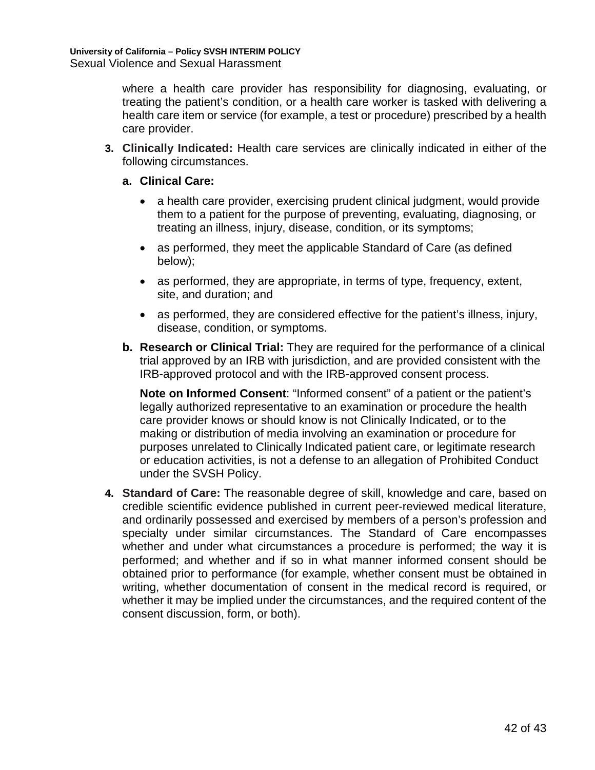where a health care provider has responsibility for diagnosing, evaluating, or treating the patient's condition, or a health care worker is tasked with delivering a health care item or service (for example, a test or procedure) prescribed by a health care provider.

3. **Clinically Indicated:** Health care services are clinically indicated in either of the following circumstances.

   a. **Clinical Care:**

      - a health care provider, exercising prudent clinical judgment, would provide them to a patient for the purpose of preventing, evaluating, diagnosing, or treating an illness, injury, disease, condition, or its symptoms;
      - as performed, they meet the applicable Standard of Care (as defined below);
      - as performed, they are appropriate, in terms of type, frequency, extent, site, and duration; and
      - as performed, they are considered effective for the patient's illness, injury, disease, condition, or symptoms.

   b. **Research or Clinical Trial:** They are required for the performance of a clinical trial approved by an IRB with jurisdiction, and are provided consistent with the IRB-approved protocol and with the IRB-approved consent process.

      **Note on Informed Consent**: "Informed consent" of a patient or the patient's legally authorized representative to an examination or procedure the health care provider knows or should know is not Clinically Indicated, or to the making or distribution of media involving an examination or procedure for purposes unrelated to Clinically Indicated patient care, or legitimate research or education activities, is not a defense to an allegation of Prohibited Conduct under the SVSH Policy.

4. **Standard of Care:** The reasonable degree of skill, knowledge and care, based on credible scientific evidence published in current peer-reviewed medical literature, and ordinarily possessed and exercised by members of a person's profession and specialty under similar circumstances. The Standard of Care encompasses whether and under what circumstances a procedure is performed; the way it is performed; and whether and if so in what manner informed consent should be obtained prior to performance (for example, whether consent must be obtained in writing, whether documentation of consent in the medical record is required, or whether it may be implied under the circumstances, and the required content of the consent discussion, form, or both).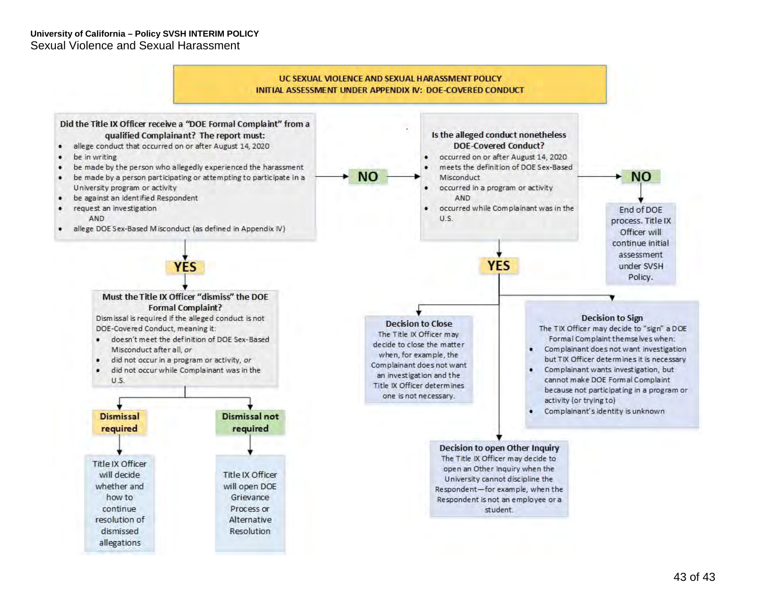## UC SEXUAL VIOLENCE AND SEXUAL HARASSMENT POLICY
## INITIAL ASSESSMENT UNDER APPENDIX IV: DOE-COVERED CONDUCT

**Did the Title IX Officer receive a "DOE Formal Complaint" from a qualified Complainant? The report must:**

- allege conduct that occurred on or after August 14, 2020
- be in writing
- be made by the person who allegedly experienced the harassment
- be made by a person participating or attempting to participate in a University program or activity
- be against an identified Respondent
- request an investigation
  AND
- allege DOE Sex-Based Misconduct (as defined in Appendix IV)

**NO** → **Is the alleged conduct nonetheless DOE-Covered Conduct?**

- occurred on or after August 14, 2020
- meets the definition of DOE Sex-Based Misconduct
- occurred in a program or activity
  AND
- occurred while Complainant was in the U.S.

**NO** → End of DOE process. Title IX Officer will continue initial assessment under SVSH Policy.

**YES** →

- **Decision to Close**
  The Title IX Officer may decide to close the matter when, for example, the Complainant does not want an investigation and the Title IX Officer determines one is not necessary.
- **Decision to Sign**
  The TIX Officer may decide to "sign" a DOE Formal Complaint themselves when:
  - Complainant does not want investigation but TIX Officer determines it is necessary
  - Complainant wants investigation, but cannot make DOE Formal Complaint because not participating in a program or activity (or trying to)
  - Complainant's identity is unknown
- **Decision to open Other Inquiry**
  The Title IX Officer may decide to open an Other Inquiry when the University cannot discipline the Respondent—for example, when the Respondent is not an employee or a student.

**YES** → **Must the Title IX Officer "dismiss" the DOE Formal Complaint?**

Dismissal is required if the alleged conduct is not DOE-Covered Conduct, meaning it:

- doesn't meet the definition of DOE Sex-Based Misconduct after all, *or*
- did not occur in a program or activity, *or*
- did not occur while Complainant was in the U.S.

**Dismissal required** → Title IX Officer will decide whether and how to continue resolution of dismissed allegations

**Dismissal not required** → Title IX Officer will open DOE Grievance Process or Alternative Resolution